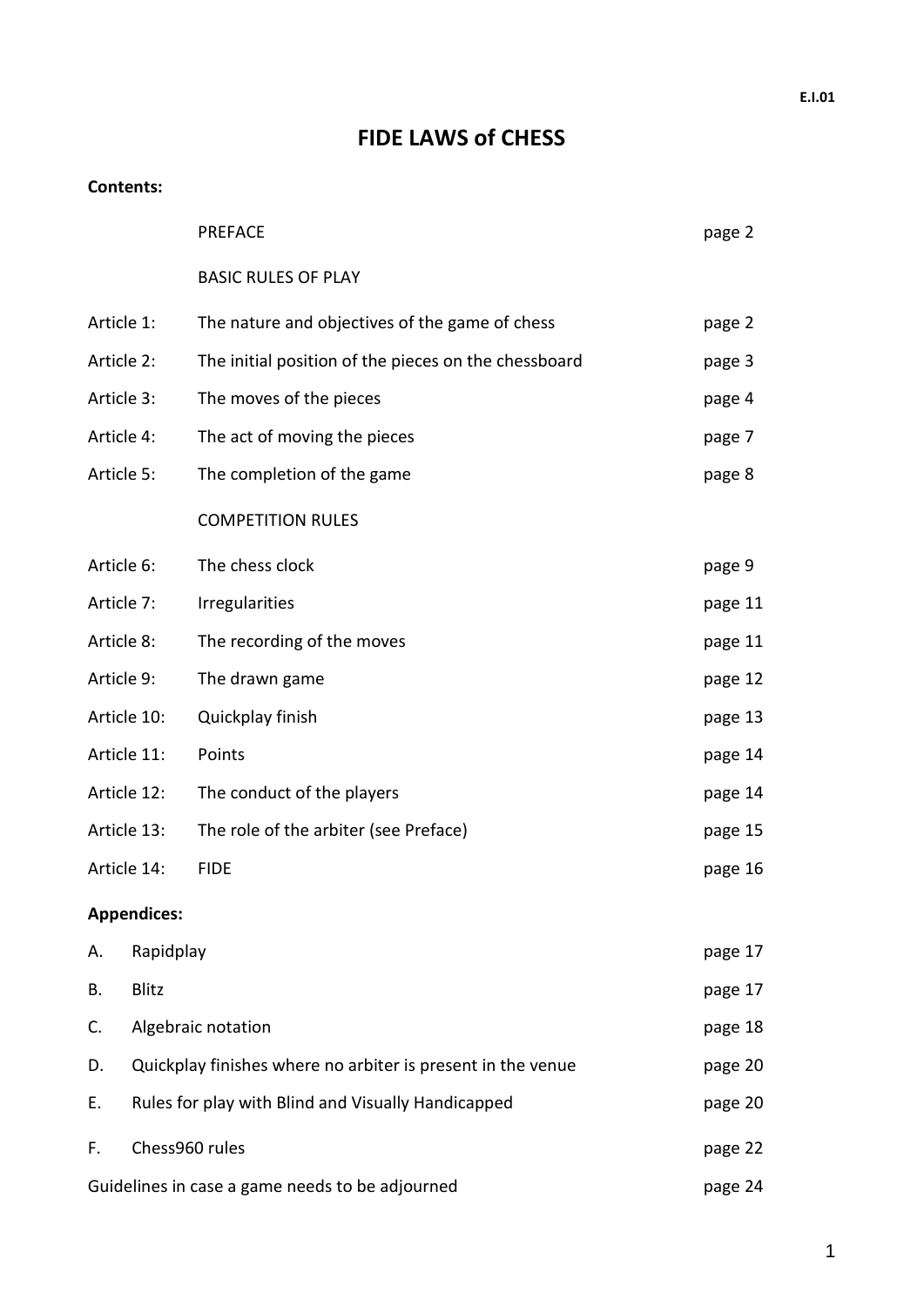E.I.01

# FIDE LAWS of CHESS

**Contents:**

| | | |
|---|---|---|
| | PREFACE | page 2 |
| | BASIC RULES OF PLAY | |
| Article 1: | The nature and objectives of the game of chess | page 2 |
| Article 2: | The initial position of the pieces on the chessboard | page 3 |
| Article 3: | The moves of the pieces | page 4 |
| Article 4: | The act of moving the pieces | page 7 |
| Article 5: | The completion of the game | page 8 |
| | COMPETITION RULES | |
| Article 6: | The chess clock | page 9 |
| Article 7: | Irregularities | page 11 |
| Article 8: | The recording of the moves | page 11 |
| Article 9: | The drawn game | page 12 |
| Article 10: | Quickplay finish | page 13 |
| Article 11: | Points | page 14 |
| Article 12: | The conduct of the players | page 14 |
| Article 13: | The role of the arbiter (see Preface) | page 15 |
| Article 14: | FIDE | page 16 |

**Appendices:**

| | | |
|---|---|---|
| A. | Rapidplay | page 17 |
| B. | Blitz | page 17 |
| C. | Algebraic notation | page 18 |
| D. | Quickplay finishes where no arbiter is present in the venue | page 20 |
| E. | Rules for play with Blind and Visually Handicapped | page 20 |
| F. | Chess960 rules | page 22 |
| | Guidelines in case a game needs to be adjourned | page 24 |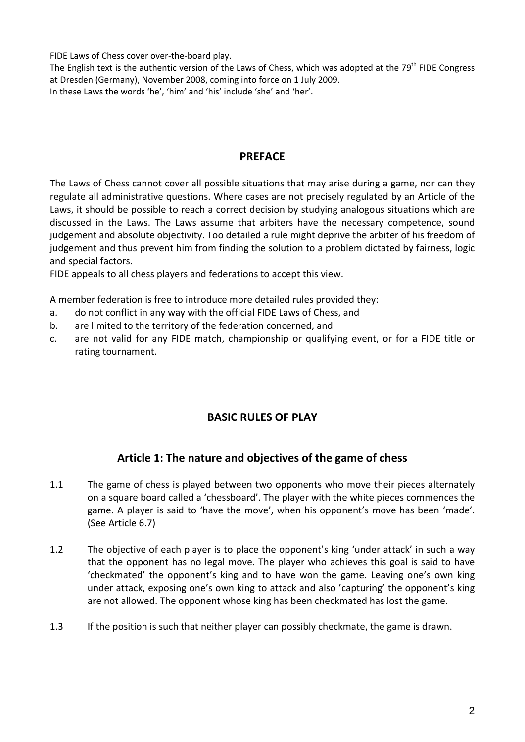FIDE Laws of Chess cover over-the-board play.
The English text is the authentic version of the Laws of Chess, which was adopted at the 79th FIDE Congress at Dresden (Germany), November 2008, coming into force on 1 July 2009.
In these Laws the words 'he', 'him' and 'his' include 'she' and 'her'.

## PREFACE

The Laws of Chess cannot cover all possible situations that may arise during a game, nor can they regulate all administrative questions. Where cases are not precisely regulated by an Article of the Laws, it should be possible to reach a correct decision by studying analogous situations which are discussed in the Laws. The Laws assume that arbiters have the necessary competence, sound judgement and absolute objectivity. Too detailed a rule might deprive the arbiter of his freedom of judgement and thus prevent him from finding the solution to a problem dictated by fairness, logic and special factors.
FIDE appeals to all chess players and federations to accept this view.

A member federation is free to introduce more detailed rules provided they:

a. do not conflict in any way with the official FIDE Laws of Chess, and
b. are limited to the territory of the federation concerned, and
c. are not valid for any FIDE match, championship or qualifying event, or for a FIDE title or rating tournament.

## BASIC RULES OF PLAY

## Article 1: The nature and objectives of the game of chess

1.1 The game of chess is played between two opponents who move their pieces alternately on a square board called a 'chessboard'. The player with the white pieces commences the game. A player is said to 'have the move', when his opponent's move has been 'made'. (See Article 6.7)

1.2 The objective of each player is to place the opponent's king 'under attack' in such a way that the opponent has no legal move. The player who achieves this goal is said to have 'checkmated' the opponent's king and to have won the game. Leaving one's own king under attack, exposing one's own king to attack and also 'capturing' the opponent's king are not allowed. The opponent whose king has been checkmated has lost the game.

1.3 If the position is such that neither player can possibly checkmate, the game is drawn.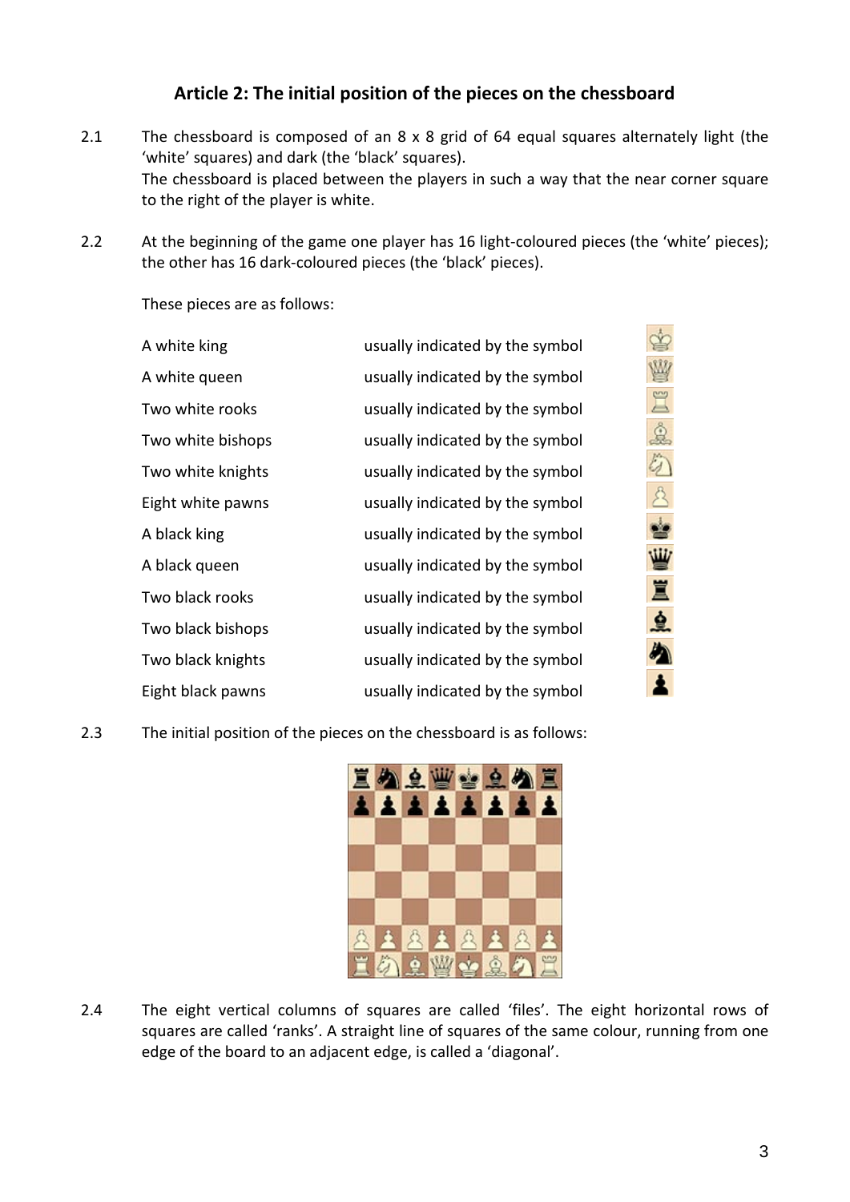## Article 2: The initial position of the pieces on the chessboard

2.1 The chessboard is composed of an 8 x 8 grid of 64 equal squares alternately light (the 'white' squares) and dark (the 'black' squares).
The chessboard is placed between the players in such a way that the near corner square to the right of the player is white.

2.2 At the beginning of the game one player has 16 light-coloured pieces (the 'white' pieces); the other has 16 dark-coloured pieces (the 'black' pieces).

These pieces are as follows:

| | | |
|---|---|---|
| A white king | usually indicated by the symbol | ♔ |
| A white queen | usually indicated by the symbol | ♕ |
| Two white rooks | usually indicated by the symbol | ♖ |
| Two white bishops | usually indicated by the symbol | ♗ |
| Two white knights | usually indicated by the symbol | ♘ |
| Eight white pawns | usually indicated by the symbol | ♙ |
| A black king | usually indicated by the symbol | ♚ |
| A black queen | usually indicated by the symbol | ♛ |
| Two black rooks | usually indicated by the symbol | ♜ |
| Two black bishops | usually indicated by the symbol | ♝ |
| Two black knights | usually indicated by the symbol | ♞ |
| Eight black pawns | usually indicated by the symbol | ♟ |

2.3 The initial position of the pieces on the chessboard is as follows:

```
♜ ♞ ♝ ♛ ♚ ♝ ♞ ♜
♟ ♟ ♟ ♟ ♟ ♟ ♟ ♟
                
                
                
                
♙ ♙ ♙ ♙ ♙ ♙ ♙ ♙
♖ ♘ ♗ ♕ ♔ ♗ ♘ ♖
```

2.4 The eight vertical columns of squares are called 'files'. The eight horizontal rows of squares are called 'ranks'. A straight line of squares of the same colour, running from one edge of the board to an adjacent edge, is called a 'diagonal'.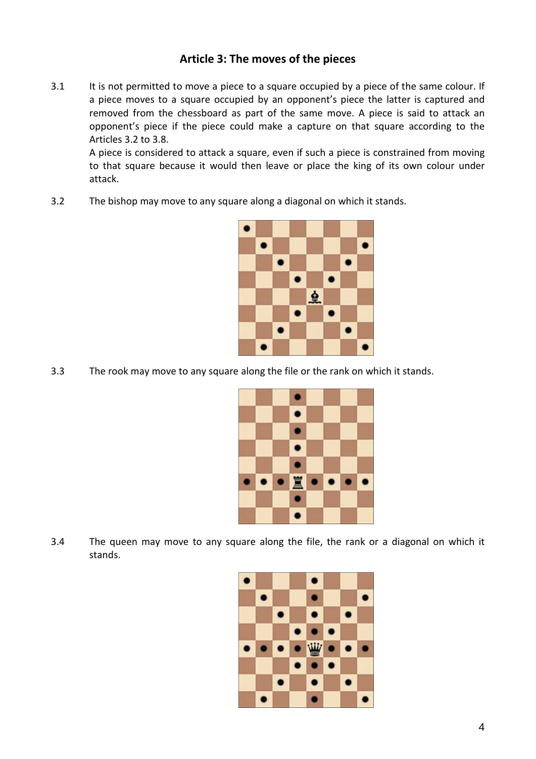## Article 3: The moves of the pieces

3.1 It is not permitted to move a piece to a square occupied by a piece of the same colour. If a piece moves to a square occupied by an opponent's piece the latter is captured and removed from the chessboard as part of the same move. A piece is said to attack an opponent's piece if the piece could make a capture on that square according to the Articles 3.2 to 3.8.

A piece is considered to attack a square, even if such a piece is constrained from moving to that square because it would then leave or place the king of its own colour under attack.

3.2 The bishop may move to any square along a diagonal on which it stands.

3.3 The rook may move to any square along the file or the rank on which it stands.

3.4 The queen may move to any square along the file, the rank or a diagonal on which it stands.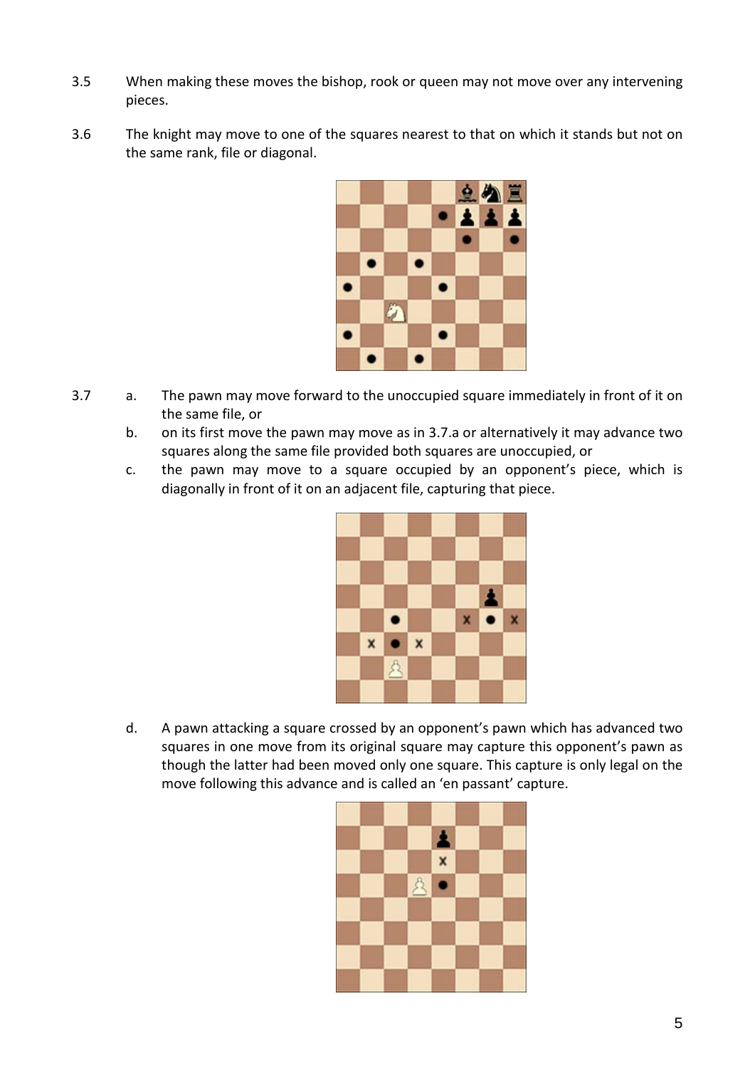3.5 When making these moves the bishop, rook or queen may not move over any intervening pieces.

3.6 The knight may move to one of the squares nearest to that on which it stands but not on the same rank, file or diagonal.

3.7

a. The pawn may move forward to the unoccupied square immediately in front of it on the same file, or

b. on its first move the pawn may move as in 3.7.a or alternatively it may advance two squares along the same file provided both squares are unoccupied, or

c. the pawn may move to a square occupied by an opponent's piece, which is diagonally in front of it on an adjacent file, capturing that piece.

d. A pawn attacking a square crossed by an opponent's pawn which has advanced two squares in one move from its original square may capture this opponent's pawn as though the latter had been moved only one square. This capture is only legal on the move following this advance and is called an 'en passant' capture.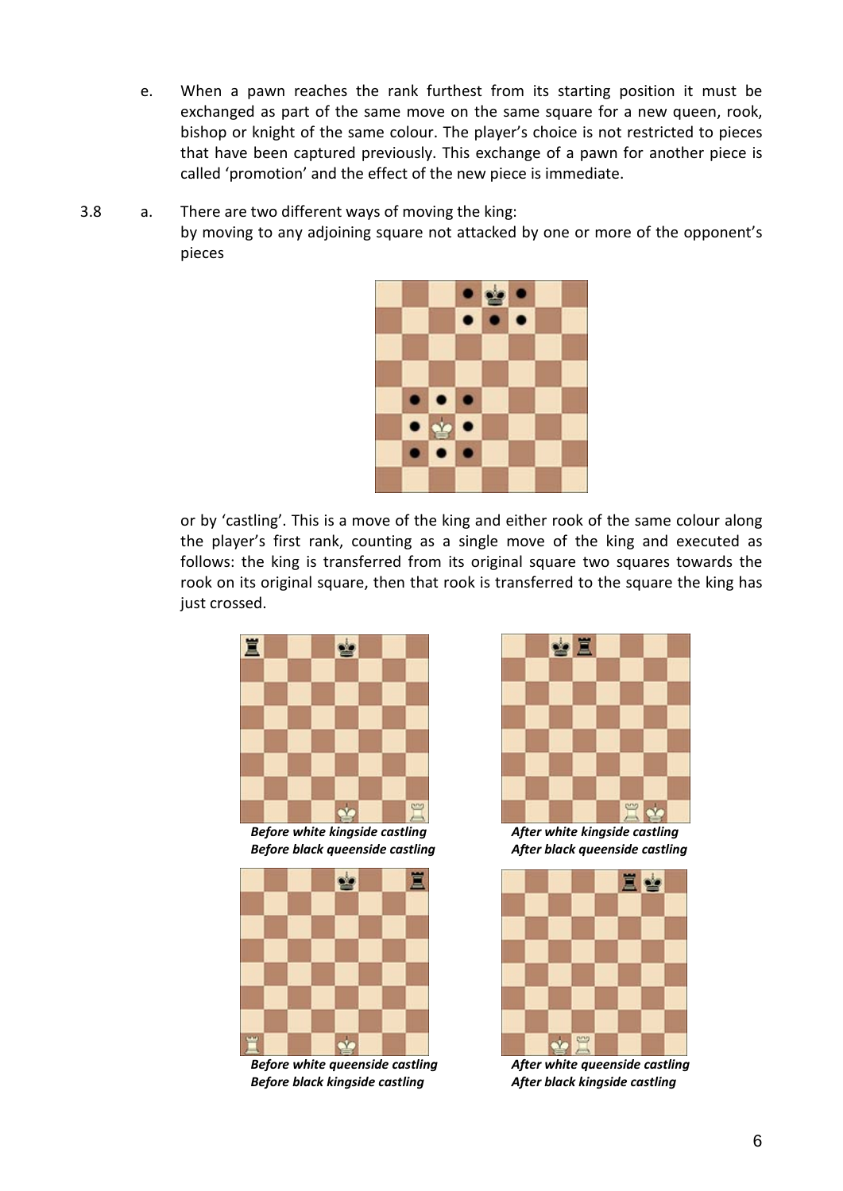e. When a pawn reaches the rank furthest from its starting position it must be exchanged as part of the same move on the same square for a new queen, rook, bishop or knight of the same colour. The player's choice is not restricted to pieces that have been captured previously. This exchange of a pawn for another piece is called 'promotion' and the effect of the new piece is immediate.

3.8 a. There are two different ways of moving the king:
by moving to any adjoining square not attacked by one or more of the opponent's pieces

or by 'castling'. This is a move of the king and either rook of the same colour along the player's first rank, counting as a single move of the king and executed as follows: the king is transferred from its original square two squares towards the rook on its original square, then that rook is transferred to the square the king has just crossed.

***Before white kingside castling***
***Before black queenside castling***

***After white kingside castling***
***After black queenside castling***

***Before white queenside castling***
***Before black kingside castling***

***After white queenside castling***
***After black kingside castling***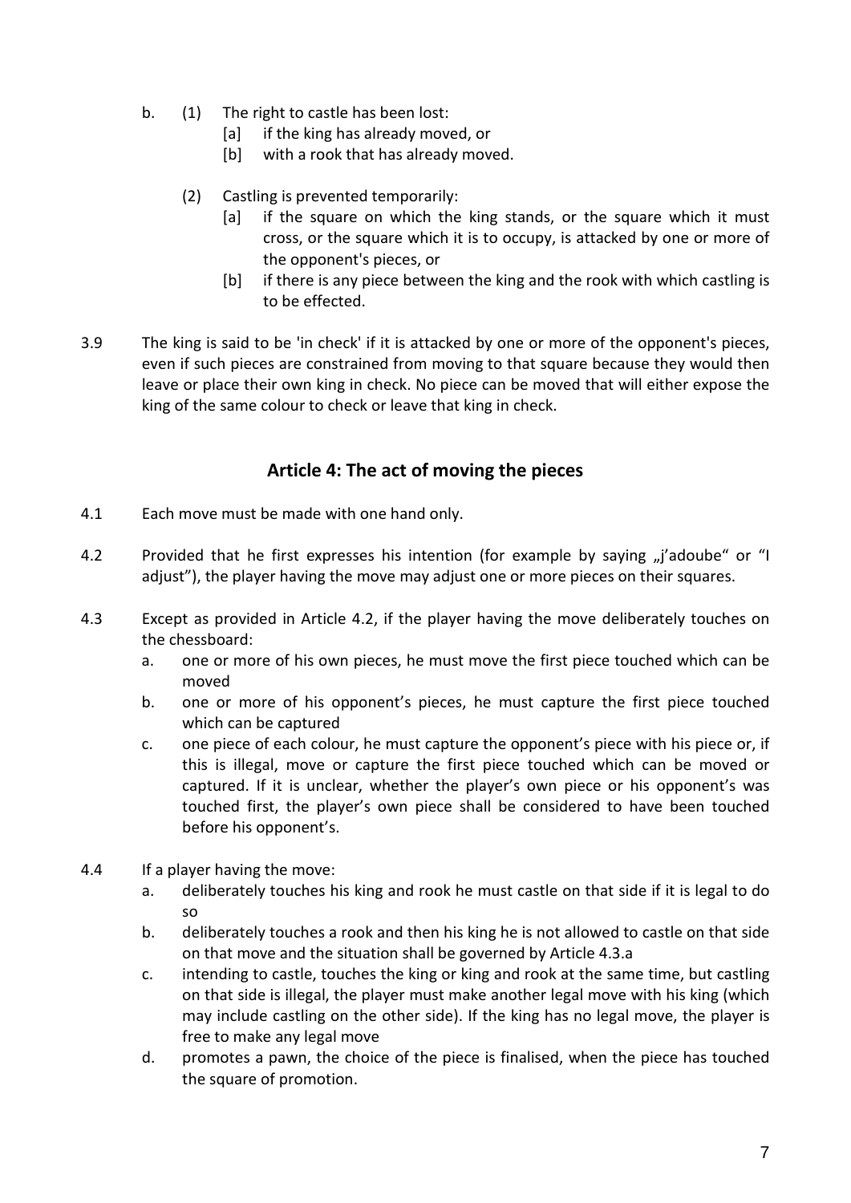b. (1) The right to castle has been lost:

   [a] if the king has already moved, or

   [b] with a rook that has already moved.

   (2) Castling is prevented temporarily:

   [a] if the square on which the king stands, or the square which it must cross, or the square which it is to occupy, is attacked by one or more of the opponent's pieces, or

   [b] if there is any piece between the king and the rook with which castling is to be effected.

3.9 The king is said to be 'in check' if it is attacked by one or more of the opponent's pieces, even if such pieces are constrained from moving to that square because they would then leave or place their own king in check. No piece can be moved that will either expose the king of the same colour to check or leave that king in check.

## Article 4: The act of moving the pieces

4.1 Each move must be made with one hand only.

4.2 Provided that he first expresses his intention (for example by saying „j'adoube" or "I adjust"), the player having the move may adjust one or more pieces on their squares.

4.3 Except as provided in Article 4.2, if the player having the move deliberately touches on the chessboard:

   a. one or more of his own pieces, he must move the first piece touched which can be moved

   b. one or more of his opponent's pieces, he must capture the first piece touched which can be captured

   c. one piece of each colour, he must capture the opponent's piece with his piece or, if this is illegal, move or capture the first piece touched which can be moved or captured. If it is unclear, whether the player's own piece or his opponent's was touched first, the player's own piece shall be considered to have been touched before his opponent's.

4.4 If a player having the move:

   a. deliberately touches his king and rook he must castle on that side if it is legal to do so

   b. deliberately touches a rook and then his king he is not allowed to castle on that side on that move and the situation shall be governed by Article 4.3.a

   c. intending to castle, touches the king or king and rook at the same time, but castling on that side is illegal, the player must make another legal move with his king (which may include castling on the other side). If the king has no legal move, the player is free to make any legal move

   d. promotes a pawn, the choice of the piece is finalised, when the piece has touched the square of promotion.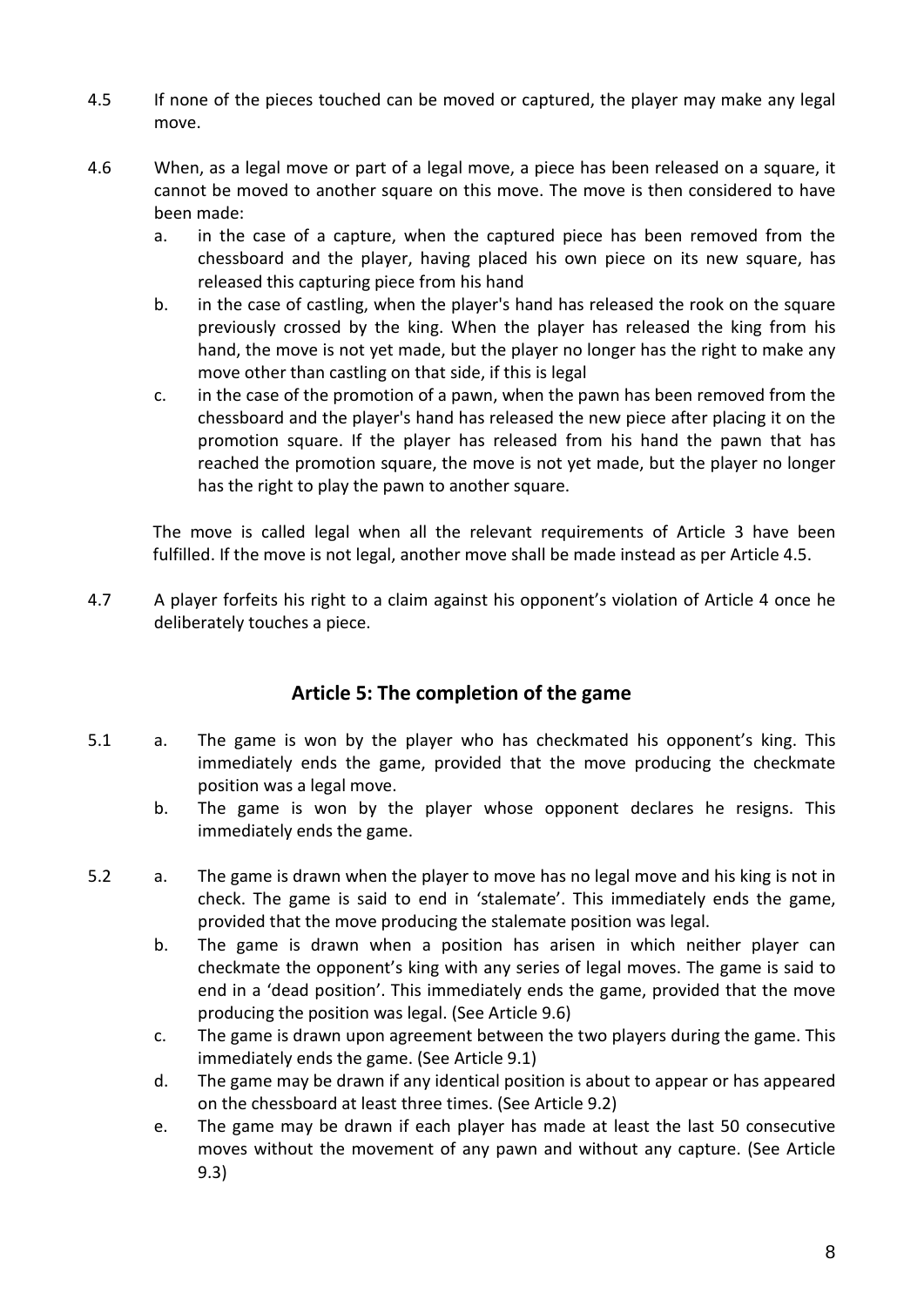4.5 If none of the pieces touched can be moved or captured, the player may make any legal move.

4.6 When, as a legal move or part of a legal move, a piece has been released on a square, it cannot be moved to another square on this move. The move is then considered to have been made:

   a. in the case of a capture, when the captured piece has been removed from the chessboard and the player, having placed his own piece on its new square, has released this capturing piece from his hand
   b. in the case of castling, when the player's hand has released the rook on the square previously crossed by the king. When the player has released the king from his hand, the move is not yet made, but the player no longer has the right to make any move other than castling on that side, if this is legal
   c. in the case of the promotion of a pawn, when the pawn has been removed from the chessboard and the player's hand has released the new piece after placing it on the promotion square. If the player has released from his hand the pawn that has reached the promotion square, the move is not yet made, but the player no longer has the right to play the pawn to another square.

   The move is called legal when all the relevant requirements of Article 3 have been fulfilled. If the move is not legal, another move shall be made instead as per Article 4.5.

4.7 A player forfeits his right to a claim against his opponent's violation of Article 4 once he deliberately touches a piece.

## Article 5: The completion of the game

5.1 a. The game is won by the player who has checkmated his opponent's king. This immediately ends the game, provided that the move producing the checkmate position was a legal move.
   b. The game is won by the player whose opponent declares he resigns. This immediately ends the game.

5.2 a. The game is drawn when the player to move has no legal move and his king is not in check. The game is said to end in 'stalemate'. This immediately ends the game, provided that the move producing the stalemate position was legal.
   b. The game is drawn when a position has arisen in which neither player can checkmate the opponent's king with any series of legal moves. The game is said to end in a 'dead position'. This immediately ends the game, provided that the move producing the position was legal. (See Article 9.6)
   c. The game is drawn upon agreement between the two players during the game. This immediately ends the game. (See Article 9.1)
   d. The game may be drawn if any identical position is about to appear or has appeared on the chessboard at least three times. (See Article 9.2)
   e. The game may be drawn if each player has made at least the last 50 consecutive moves without the movement of any pawn and without any capture. (See Article 9.3)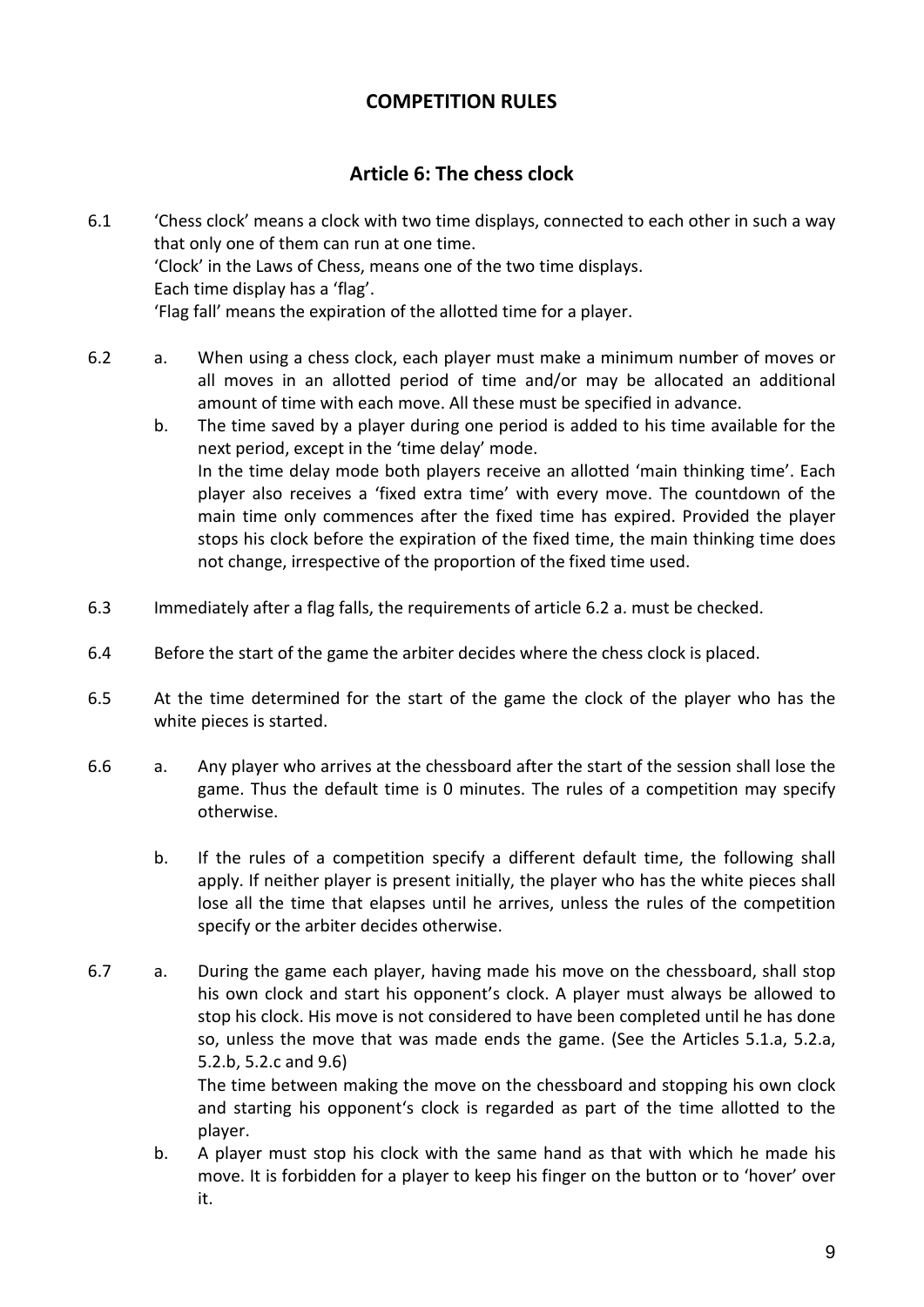## COMPETITION RULES

### Article 6: The chess clock

6.1 'Chess clock' means a clock with two time displays, connected to each other in such a way that only one of them can run at one time.
'Clock' in the Laws of Chess, means one of the two time displays.
Each time display has a 'flag'.
'Flag fall' means the expiration of the allotted time for a player.

6.2 a. When using a chess clock, each player must make a minimum number of moves or all moves in an allotted period of time and/or may be allocated an additional amount of time with each move. All these must be specified in advance.

b. The time saved by a player during one period is added to his time available for the next period, except in the 'time delay' mode.
In the time delay mode both players receive an allotted 'main thinking time'. Each player also receives a 'fixed extra time' with every move. The countdown of the main time only commences after the fixed time has expired. Provided the player stops his clock before the expiration of the fixed time, the main thinking time does not change, irrespective of the proportion of the fixed time used.

6.3 Immediately after a flag falls, the requirements of article 6.2 a. must be checked.

6.4 Before the start of the game the arbiter decides where the chess clock is placed.

6.5 At the time determined for the start of the game the clock of the player who has the white pieces is started.

6.6 a. Any player who arrives at the chessboard after the start of the session shall lose the game. Thus the default time is 0 minutes. The rules of a competition may specify otherwise.

b. If the rules of a competition specify a different default time, the following shall apply. If neither player is present initially, the player who has the white pieces shall lose all the time that elapses until he arrives, unless the rules of the competition specify or the arbiter decides otherwise.

6.7 a. During the game each player, having made his move on the chessboard, shall stop his own clock and start his opponent's clock. A player must always be allowed to stop his clock. His move is not considered to have been completed until he has done so, unless the move that was made ends the game. (See the Articles 5.1.a, 5.2.a, 5.2.b, 5.2.c and 9.6)
The time between making the move on the chessboard and stopping his own clock and starting his opponent's clock is regarded as part of the time allotted to the player.

b. A player must stop his clock with the same hand as that with which he made his move. It is forbidden for a player to keep his finger on the button or to 'hover' over it.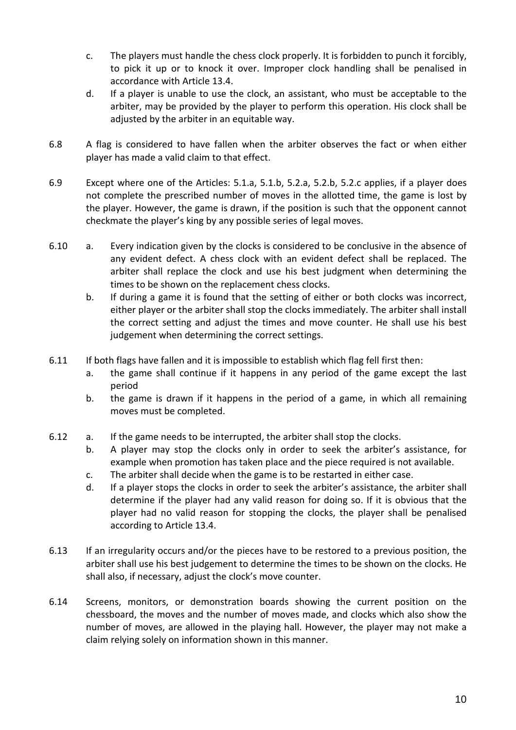c. The players must handle the chess clock properly. It is forbidden to punch it forcibly, to pick it up or to knock it over. Improper clock handling shall be penalised in accordance with Article 13.4.

d. If a player is unable to use the clock, an assistant, who must be acceptable to the arbiter, may be provided by the player to perform this operation. His clock shall be adjusted by the arbiter in an equitable way.

6.8 A flag is considered to have fallen when the arbiter observes the fact or when either player has made a valid claim to that effect.

6.9 Except where one of the Articles: 5.1.a, 5.1.b, 5.2.a, 5.2.b, 5.2.c applies, if a player does not complete the prescribed number of moves in the allotted time, the game is lost by the player. However, the game is drawn, if the position is such that the opponent cannot checkmate the player's king by any possible series of legal moves.

6.10 a. Every indication given by the clocks is considered to be conclusive in the absence of any evident defect. A chess clock with an evident defect shall be replaced. The arbiter shall replace the clock and use his best judgment when determining the times to be shown on the replacement chess clocks.

b. If during a game it is found that the setting of either or both clocks was incorrect, either player or the arbiter shall stop the clocks immediately. The arbiter shall install the correct setting and adjust the times and move counter. He shall use his best judgement when determining the correct settings.

6.11 If both flags have fallen and it is impossible to establish which flag fell first then:

a. the game shall continue if it happens in any period of the game except the last period

b. the game is drawn if it happens in the period of a game, in which all remaining moves must be completed.

6.12 a. If the game needs to be interrupted, the arbiter shall stop the clocks.

b. A player may stop the clocks only in order to seek the arbiter's assistance, for example when promotion has taken place and the piece required is not available.

c. The arbiter shall decide when the game is to be restarted in either case.

d. If a player stops the clocks in order to seek the arbiter's assistance, the arbiter shall determine if the player had any valid reason for doing so. If it is obvious that the player had no valid reason for stopping the clocks, the player shall be penalised according to Article 13.4.

6.13 If an irregularity occurs and/or the pieces have to be restored to a previous position, the arbiter shall use his best judgement to determine the times to be shown on the clocks. He shall also, if necessary, adjust the clock's move counter.

6.14 Screens, monitors, or demonstration boards showing the current position on the chessboard, the moves and the number of moves made, and clocks which also show the number of moves, are allowed in the playing hall. However, the player may not make a claim relying solely on information shown in this manner.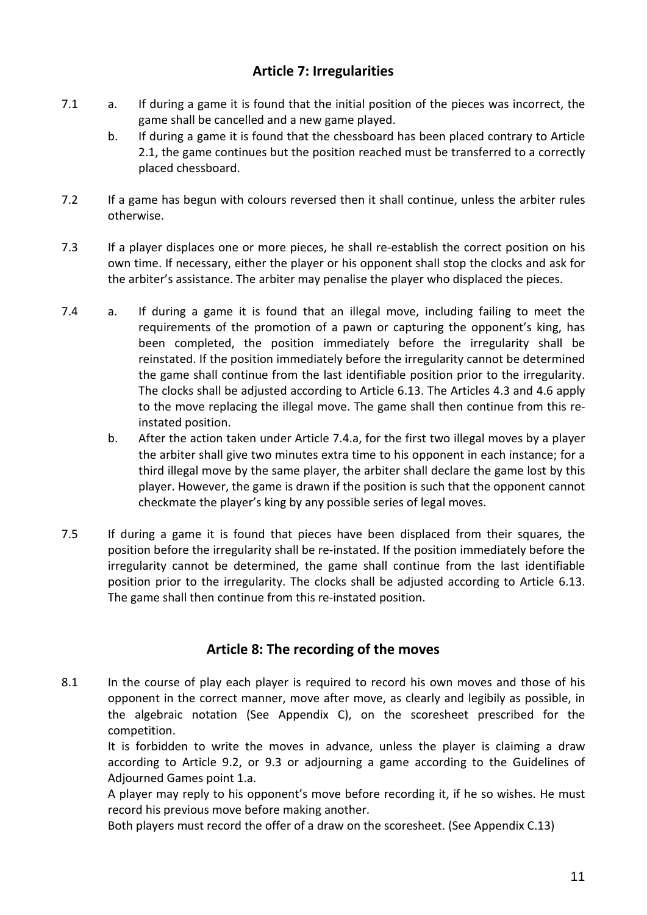## Article 7: Irregularities

7.1
- a. If during a game it is found that the initial position of the pieces was incorrect, the game shall be cancelled and a new game played.
- b. If during a game it is found that the chessboard has been placed contrary to Article 2.1, the game continues but the position reached must be transferred to a correctly placed chessboard.

7.2 If a game has begun with colours reversed then it shall continue, unless the arbiter rules otherwise.

7.3 If a player displaces one or more pieces, he shall re-establish the correct position on his own time. If necessary, either the player or his opponent shall stop the clocks and ask for the arbiter's assistance. The arbiter may penalise the player who displaced the pieces.

7.4
- a. If during a game it is found that an illegal move, including failing to meet the requirements of the promotion of a pawn or capturing the opponent's king, has been completed, the position immediately before the irregularity shall be reinstated. If the position immediately before the irregularity cannot be determined the game shall continue from the last identifiable position prior to the irregularity. The clocks shall be adjusted according to Article 6.13. The Articles 4.3 and 4.6 apply to the move replacing the illegal move. The game shall then continue from this re-instated position.
- b. After the action taken under Article 7.4.a, for the first two illegal moves by a player the arbiter shall give two minutes extra time to his opponent in each instance; for a third illegal move by the same player, the arbiter shall declare the game lost by this player. However, the game is drawn if the position is such that the opponent cannot checkmate the player's king by any possible series of legal moves.

7.5 If during a game it is found that pieces have been displaced from their squares, the position before the irregularity shall be re-instated. If the position immediately before the irregularity cannot be determined, the game shall continue from the last identifiable position prior to the irregularity. The clocks shall be adjusted according to Article 6.13. The game shall then continue from this re-instated position.

## Article 8: The recording of the moves

8.1 In the course of play each player is required to record his own moves and those of his opponent in the correct manner, move after move, as clearly and legibily as possible, in the algebraic notation (See Appendix C), on the scoresheet prescribed for the competition.

It is forbidden to write the moves in advance, unless the player is claiming a draw according to Article 9.2, or 9.3 or adjourning a game according to the Guidelines of Adjourned Games point 1.a.

A player may reply to his opponent's move before recording it, if he so wishes. He must record his previous move before making another.

Both players must record the offer of a draw on the scoresheet. (See Appendix C.13)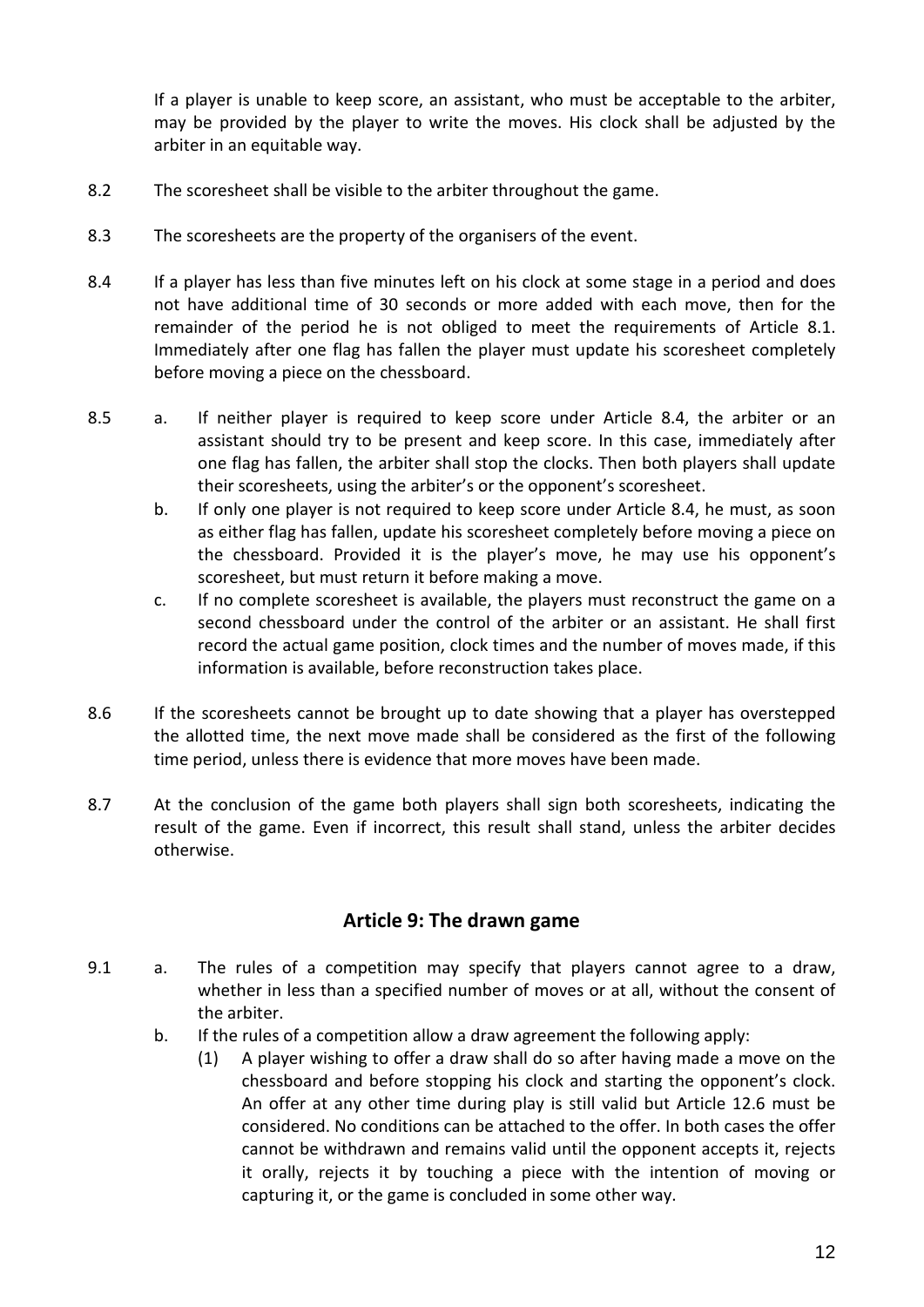If a player is unable to keep score, an assistant, who must be acceptable to the arbiter, may be provided by the player to write the moves. His clock shall be adjusted by the arbiter in an equitable way.

8.2 The scoresheet shall be visible to the arbiter throughout the game.

8.3 The scoresheets are the property of the organisers of the event.

8.4 If a player has less than five minutes left on his clock at some stage in a period and does not have additional time of 30 seconds or more added with each move, then for the remainder of the period he is not obliged to meet the requirements of Article 8.1. Immediately after one flag has fallen the player must update his scoresheet completely before moving a piece on the chessboard.

8.5 a. If neither player is required to keep score under Article 8.4, the arbiter or an assistant should try to be present and keep score. In this case, immediately after one flag has fallen, the arbiter shall stop the clocks. Then both players shall update their scoresheets, using the arbiter's or the opponent's scoresheet.

b. If only one player is not required to keep score under Article 8.4, he must, as soon as either flag has fallen, update his scoresheet completely before moving a piece on the chessboard. Provided it is the player's move, he may use his opponent's scoresheet, but must return it before making a move.

c. If no complete scoresheet is available, the players must reconstruct the game on a second chessboard under the control of the arbiter or an assistant. He shall first record the actual game position, clock times and the number of moves made, if this information is available, before reconstruction takes place.

8.6 If the scoresheets cannot be brought up to date showing that a player has overstepped the allotted time, the next move made shall be considered as the first of the following time period, unless there is evidence that more moves have been made.

8.7 At the conclusion of the game both players shall sign both scoresheets, indicating the result of the game. Even if incorrect, this result shall stand, unless the arbiter decides otherwise.

## Article 9: The drawn game

9.1 a. The rules of a competition may specify that players cannot agree to a draw, whether in less than a specified number of moves or at all, without the consent of the arbiter.

b. If the rules of a competition allow a draw agreement the following apply:

(1) A player wishing to offer a draw shall do so after having made a move on the chessboard and before stopping his clock and starting the opponent's clock. An offer at any other time during play is still valid but Article 12.6 must be considered. No conditions can be attached to the offer. In both cases the offer cannot be withdrawn and remains valid until the opponent accepts it, rejects it orally, rejects it by touching a piece with the intention of moving or capturing it, or the game is concluded in some other way.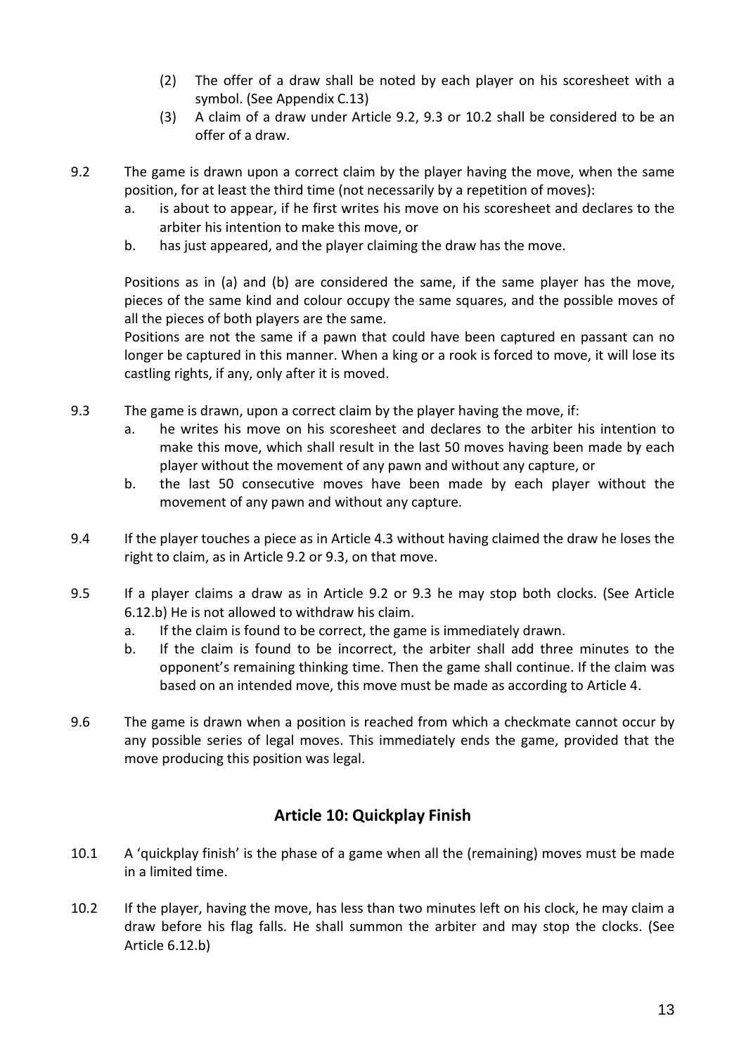(2) The offer of a draw shall be noted by each player on his scoresheet with a symbol. (See Appendix C.13)

(3) A claim of a draw under Article 9.2, 9.3 or 10.2 shall be considered to be an offer of a draw.

9.2 The game is drawn upon a correct claim by the player having the move, when the same position, for at least the third time (not necessarily by a repetition of moves):

a. is about to appear, if he first writes his move on his scoresheet and declares to the arbiter his intention to make this move, or

b. has just appeared, and the player claiming the draw has the move.

Positions as in (a) and (b) are considered the same, if the same player has the move, pieces of the same kind and colour occupy the same squares, and the possible moves of all the pieces of both players are the same.

Positions are not the same if a pawn that could have been captured en passant can no longer be captured in this manner. When a king or a rook is forced to move, it will lose its castling rights, if any, only after it is moved.

9.3 The game is drawn, upon a correct claim by the player having the move, if:

a. he writes his move on his scoresheet and declares to the arbiter his intention to make this move, which shall result in the last 50 moves having been made by each player without the movement of any pawn and without any capture, or

b. the last 50 consecutive moves have been made by each player without the movement of any pawn and without any capture.

9.4 If the player touches a piece as in Article 4.3 without having claimed the draw he loses the right to claim, as in Article 9.2 or 9.3, on that move.

9.5 If a player claims a draw as in Article 9.2 or 9.3 he may stop both clocks. (See Article 6.12.b) He is not allowed to withdraw his claim.

a. If the claim is found to be correct, the game is immediately drawn.

b. If the claim is found to be incorrect, the arbiter shall add three minutes to the opponent's remaining thinking time. Then the game shall continue. If the claim was based on an intended move, this move must be made as according to Article 4.

9.6 The game is drawn when a position is reached from which a checkmate cannot occur by any possible series of legal moves. This immediately ends the game, provided that the move producing this position was legal.

## Article 10: Quickplay Finish

10.1 A 'quickplay finish' is the phase of a game when all the (remaining) moves must be made in a limited time.

10.2 If the player, having the move, has less than two minutes left on his clock, he may claim a draw before his flag falls. He shall summon the arbiter and may stop the clocks. (See Article 6.12.b)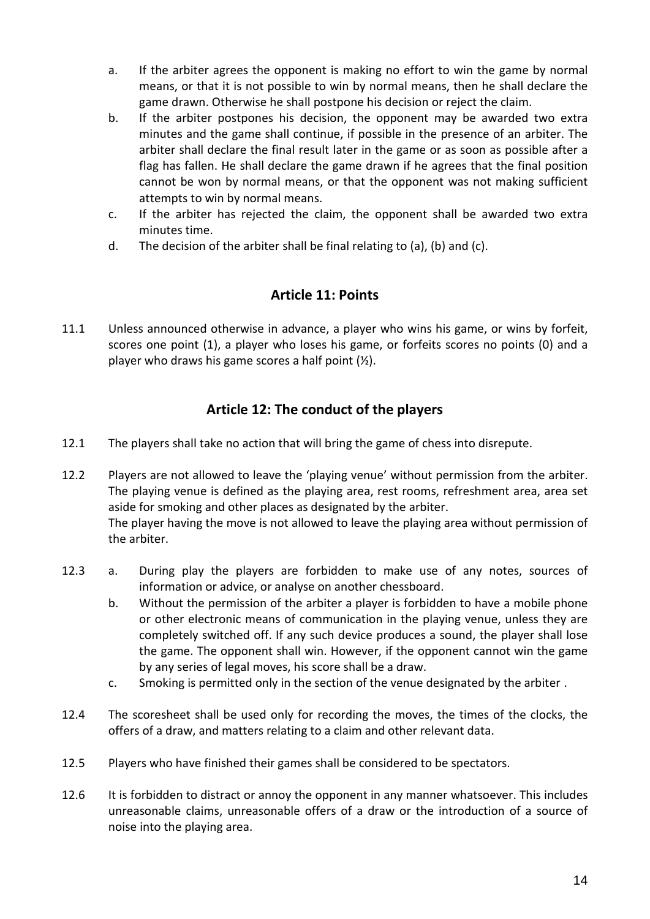a. If the arbiter agrees the opponent is making no effort to win the game by normal means, or that it is not possible to win by normal means, then he shall declare the game drawn. Otherwise he shall postpone his decision or reject the claim.

b. If the arbiter postpones his decision, the opponent may be awarded two extra minutes and the game shall continue, if possible in the presence of an arbiter. The arbiter shall declare the final result later in the game or as soon as possible after a flag has fallen. He shall declare the game drawn if he agrees that the final position cannot be won by normal means, or that the opponent was not making sufficient attempts to win by normal means.

c. If the arbiter has rejected the claim, the opponent shall be awarded two extra minutes time.

d. The decision of the arbiter shall be final relating to (a), (b) and (c).

## Article 11: Points

11.1 Unless announced otherwise in advance, a player who wins his game, or wins by forfeit, scores one point (1), a player who loses his game, or forfeits scores no points (0) and a player who draws his game scores a half point (½).

## Article 12: The conduct of the players

12.1 The players shall take no action that will bring the game of chess into disrepute.

12.2 Players are not allowed to leave the 'playing venue' without permission from the arbiter. The playing venue is defined as the playing area, rest rooms, refreshment area, area set aside for smoking and other places as designated by the arbiter.
The player having the move is not allowed to leave the playing area without permission of the arbiter.

12.3 a. During play the players are forbidden to make use of any notes, sources of information or advice, or analyse on another chessboard.

b. Without the permission of the arbiter a player is forbidden to have a mobile phone or other electronic means of communication in the playing venue, unless they are completely switched off. If any such device produces a sound, the player shall lose the game. The opponent shall win. However, if the opponent cannot win the game by any series of legal moves, his score shall be a draw.

c. Smoking is permitted only in the section of the venue designated by the arbiter .

12.4 The scoresheet shall be used only for recording the moves, the times of the clocks, the offers of a draw, and matters relating to a claim and other relevant data.

12.5 Players who have finished their games shall be considered to be spectators.

12.6 It is forbidden to distract or annoy the opponent in any manner whatsoever. This includes unreasonable claims, unreasonable offers of a draw or the introduction of a source of noise into the playing area.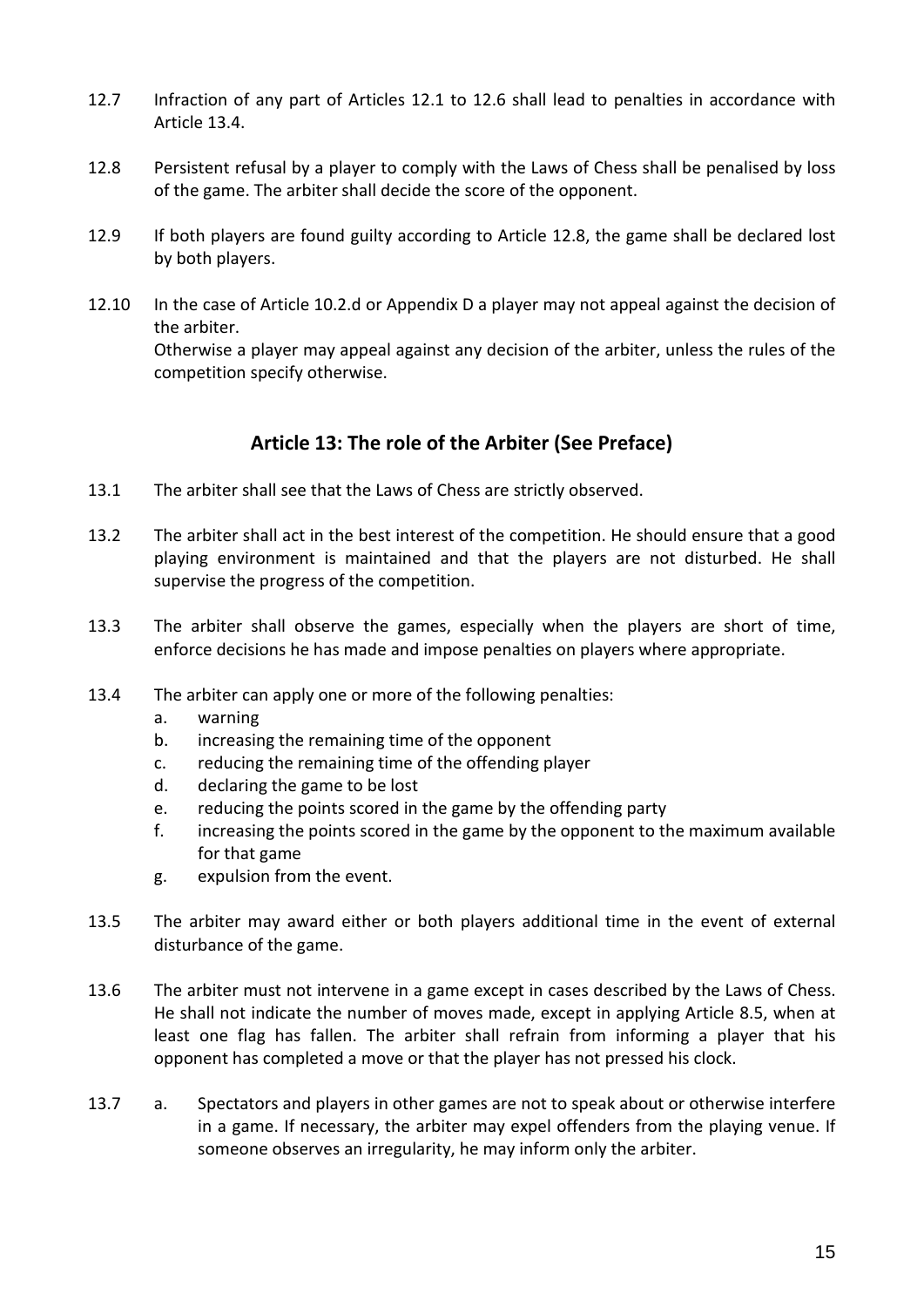12.7 Infraction of any part of Articles 12.1 to 12.6 shall lead to penalties in accordance with Article 13.4.

12.8 Persistent refusal by a player to comply with the Laws of Chess shall be penalised by loss of the game. The arbiter shall decide the score of the opponent.

12.9 If both players are found guilty according to Article 12.8, the game shall be declared lost by both players.

12.10 In the case of Article 10.2.d or Appendix D a player may not appeal against the decision of the arbiter.
Otherwise a player may appeal against any decision of the arbiter, unless the rules of the competition specify otherwise.

## Article 13: The role of the Arbiter (See Preface)

13.1 The arbiter shall see that the Laws of Chess are strictly observed.

13.2 The arbiter shall act in the best interest of the competition. He should ensure that a good playing environment is maintained and that the players are not disturbed. He shall supervise the progress of the competition.

13.3 The arbiter shall observe the games, especially when the players are short of time, enforce decisions he has made and impose penalties on players where appropriate.

13.4 The arbiter can apply one or more of the following penalties:
   a. warning
   b. increasing the remaining time of the opponent
   c. reducing the remaining time of the offending player
   d. declaring the game to be lost
   e. reducing the points scored in the game by the offending party
   f. increasing the points scored in the game by the opponent to the maximum available for that game
   g. expulsion from the event.

13.5 The arbiter may award either or both players additional time in the event of external disturbance of the game.

13.6 The arbiter must not intervene in a game except in cases described by the Laws of Chess. He shall not indicate the number of moves made, except in applying Article 8.5, when at least one flag has fallen. The arbiter shall refrain from informing a player that his opponent has completed a move or that the player has not pressed his clock.

13.7 a. Spectators and players in other games are not to speak about or otherwise interfere in a game. If necessary, the arbiter may expel offenders from the playing venue. If someone observes an irregularity, he may inform only the arbiter.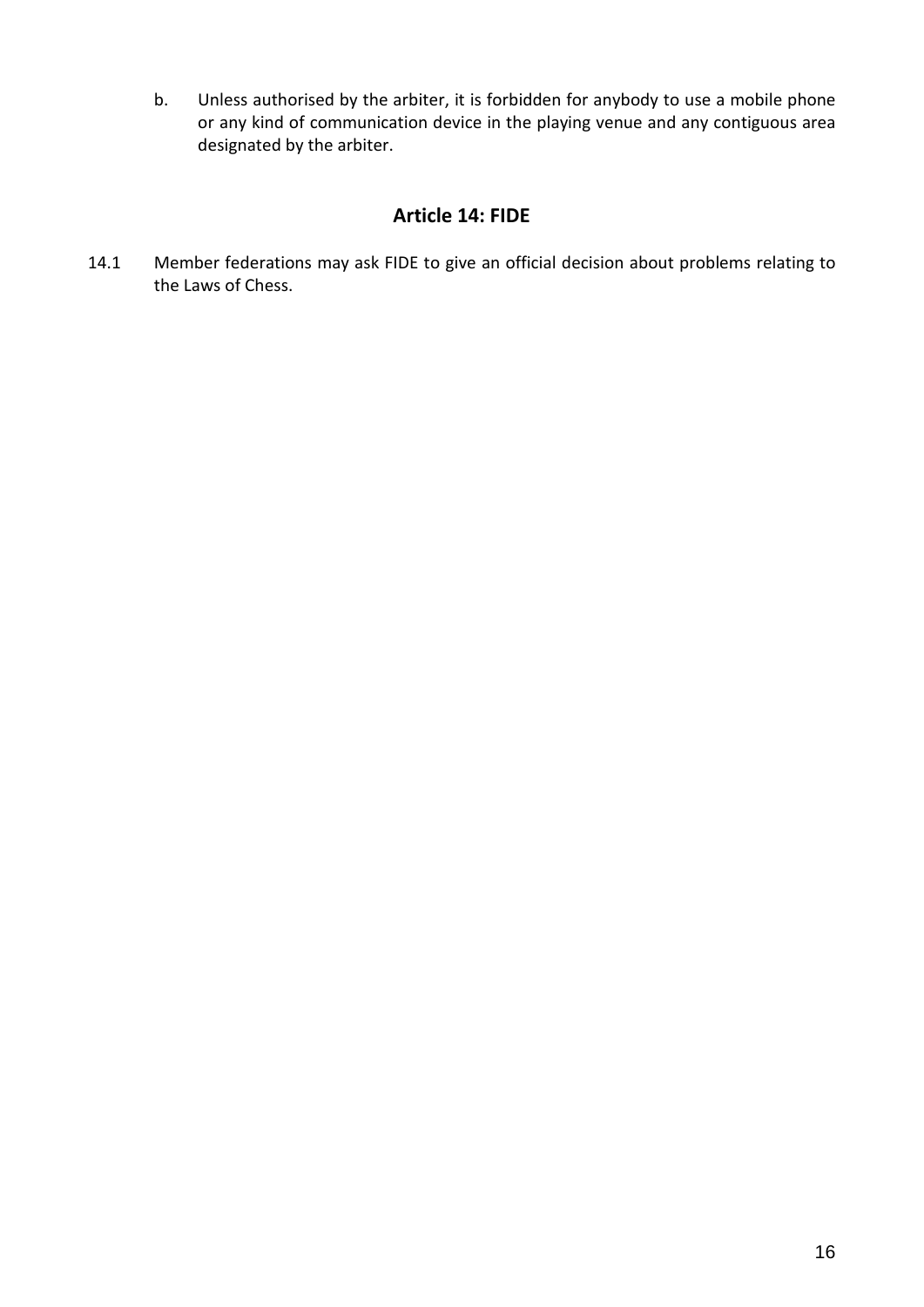b. Unless authorised by the arbiter, it is forbidden for anybody to use a mobile phone or any kind of communication device in the playing venue and any contiguous area designated by the arbiter.

## Article 14: FIDE

14.1 Member federations may ask FIDE to give an official decision about problems relating to the Laws of Chess.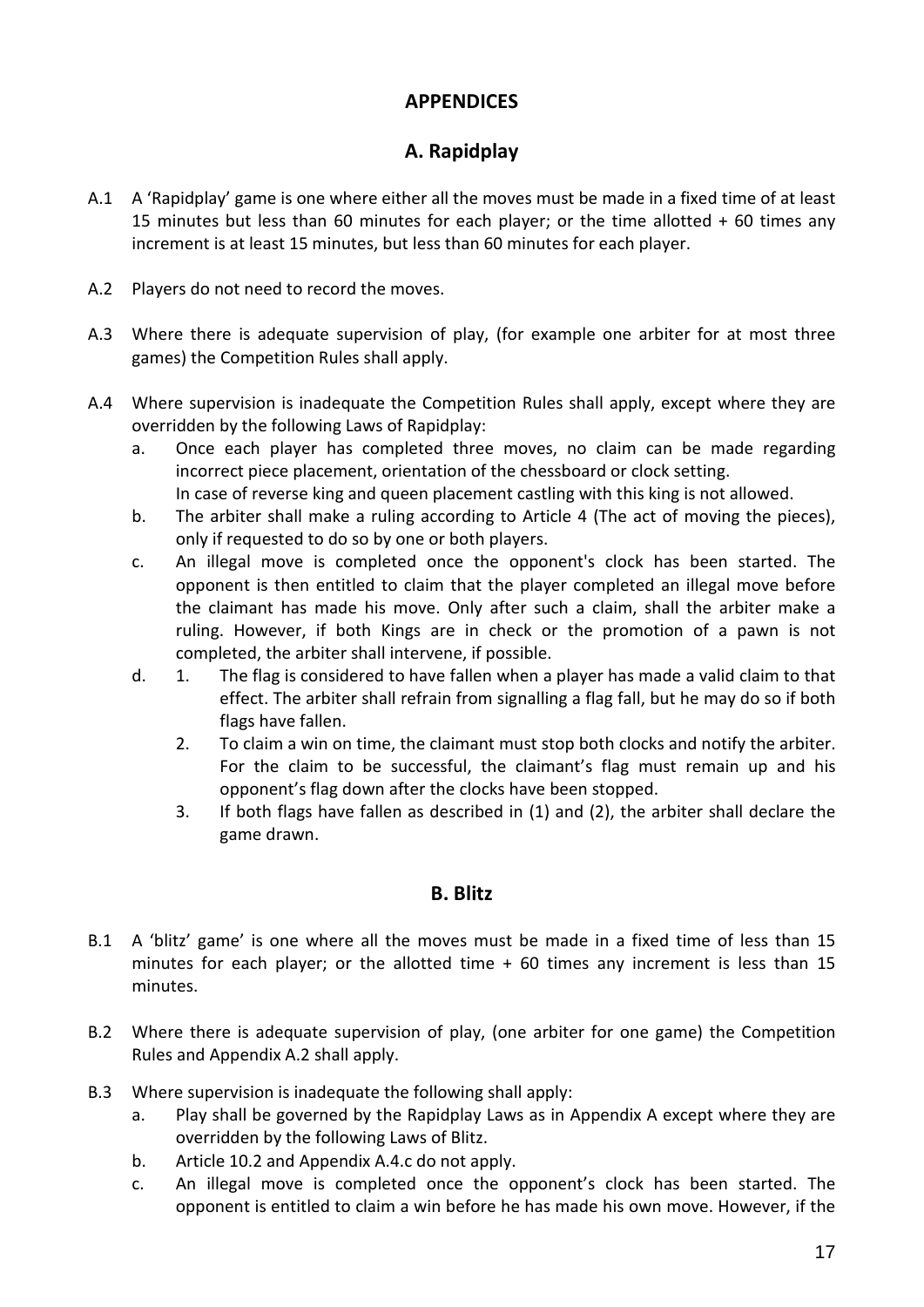# APPENDICES

## A. Rapidplay

A.1 A 'Rapidplay' game is one where either all the moves must be made in a fixed time of at least 15 minutes but less than 60 minutes for each player; or the time allotted + 60 times any increment is at least 15 minutes, but less than 60 minutes for each player.

A.2 Players do not need to record the moves.

A.3 Where there is adequate supervision of play, (for example one arbiter for at most three games) the Competition Rules shall apply.

A.4 Where supervision is inadequate the Competition Rules shall apply, except where they are overridden by the following Laws of Rapidplay:

a. Once each player has completed three moves, no claim can be made regarding incorrect piece placement, orientation of the chessboard or clock setting.
   In case of reverse king and queen placement castling with this king is not allowed.

b. The arbiter shall make a ruling according to Article 4 (The act of moving the pieces), only if requested to do so by one or both players.

c. An illegal move is completed once the opponent's clock has been started. The opponent is then entitled to claim that the player completed an illegal move before the claimant has made his move. Only after such a claim, shall the arbiter make a ruling. However, if both Kings are in check or the promotion of a pawn is not completed, the arbiter shall intervene, if possible.

d. 
   1. The flag is considered to have fallen when a player has made a valid claim to that effect. The arbiter shall refrain from signalling a flag fall, but he may do so if both flags have fallen.
   2. To claim a win on time, the claimant must stop both clocks and notify the arbiter. For the claim to be successful, the claimant's flag must remain up and his opponent's flag down after the clocks have been stopped.
   3. If both flags have fallen as described in (1) and (2), the arbiter shall declare the game drawn.

## B. Blitz

B.1 A 'blitz' game' is one where all the moves must be made in a fixed time of less than 15 minutes for each player; or the allotted time + 60 times any increment is less than 15 minutes.

B.2 Where there is adequate supervision of play, (one arbiter for one game) the Competition Rules and Appendix A.2 shall apply.

B.3 Where supervision is inadequate the following shall apply:

a. Play shall be governed by the Rapidplay Laws as in Appendix A except where they are overridden by the following Laws of Blitz.

b. Article 10.2 and Appendix A.4.c do not apply.

c. An illegal move is completed once the opponent's clock has been started. The opponent is entitled to claim a win before he has made his own move. However, if the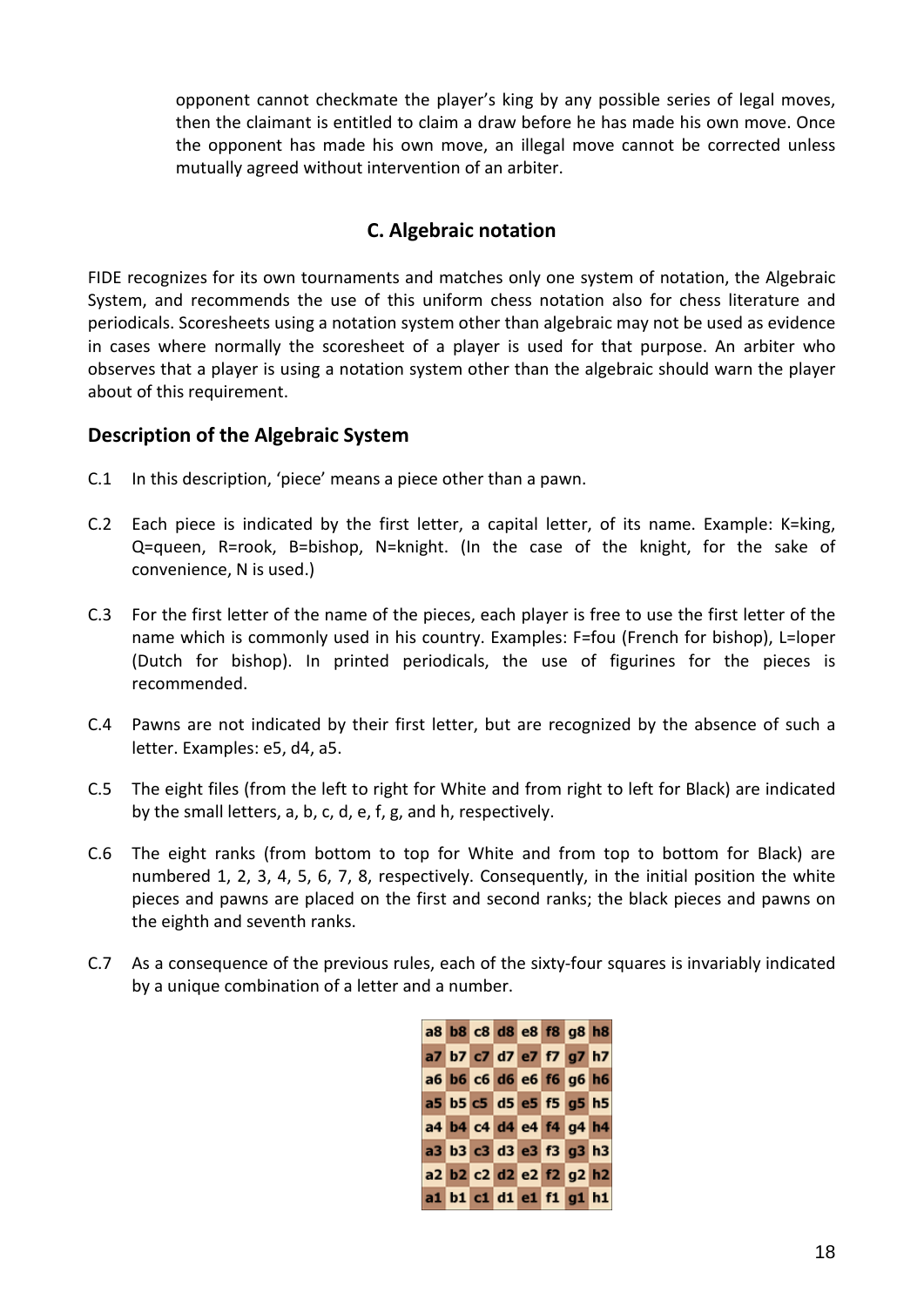opponent cannot checkmate the player's king by any possible series of legal moves, then the claimant is entitled to claim a draw before he has made his own move. Once the opponent has made his own move, an illegal move cannot be corrected unless mutually agreed without intervention of an arbiter.

## C. Algebraic notation

FIDE recognizes for its own tournaments and matches only one system of notation, the Algebraic System, and recommends the use of this uniform chess notation also for chess literature and periodicals. Scoresheets using a notation system other than algebraic may not be used as evidence in cases where normally the scoresheet of a player is used for that purpose. An arbiter who observes that a player is using a notation system other than the algebraic should warn the player about of this requirement.

### Description of the Algebraic System

C.1 In this description, 'piece' means a piece other than a pawn.

C.2 Each piece is indicated by the first letter, a capital letter, of its name. Example: K=king, Q=queen, R=rook, B=bishop, N=knight. (In the case of the knight, for the sake of convenience, N is used.)

C.3 For the first letter of the name of the pieces, each player is free to use the first letter of the name which is commonly used in his country. Examples: F=fou (French for bishop), L=loper (Dutch for bishop). In printed periodicals, the use of figurines for the pieces is recommended.

C.4 Pawns are not indicated by their first letter, but are recognized by the absence of such a letter. Examples: e5, d4, a5.

C.5 The eight files (from the left to right for White and from right to left for Black) are indicated by the small letters, a, b, c, d, e, f, g, and h, respectively.

C.6 The eight ranks (from bottom to top for White and from top to bottom for Black) are numbered 1, 2, 3, 4, 5, 6, 7, 8, respectively. Consequently, in the initial position the white pieces and pawns are placed on the first and second ranks; the black pieces and pawns on the eighth and seventh ranks.

C.7 As a consequence of the previous rules, each of the sixty-four squares is invariably indicated by a unique combination of a letter and a number.

| a8 | b8 | c8 | d8 | e8 | f8 | g8 | h8 |
|---|---|---|---|---|---|---|---|
| a7 | b7 | c7 | d7 | e7 | f7 | g7 | h7 |
| a6 | b6 | c6 | d6 | e6 | f6 | g6 | h6 |
| a5 | b5 | c5 | d5 | e5 | f5 | g5 | h5 |
| a4 | b4 | c4 | d4 | e4 | f4 | g4 | h4 |
| a3 | b3 | c3 | d3 | e3 | f3 | g3 | h3 |
| a2 | b2 | c2 | d2 | e2 | f2 | g2 | h2 |
| a1 | b1 | c1 | d1 | e1 | f1 | g1 | h1 |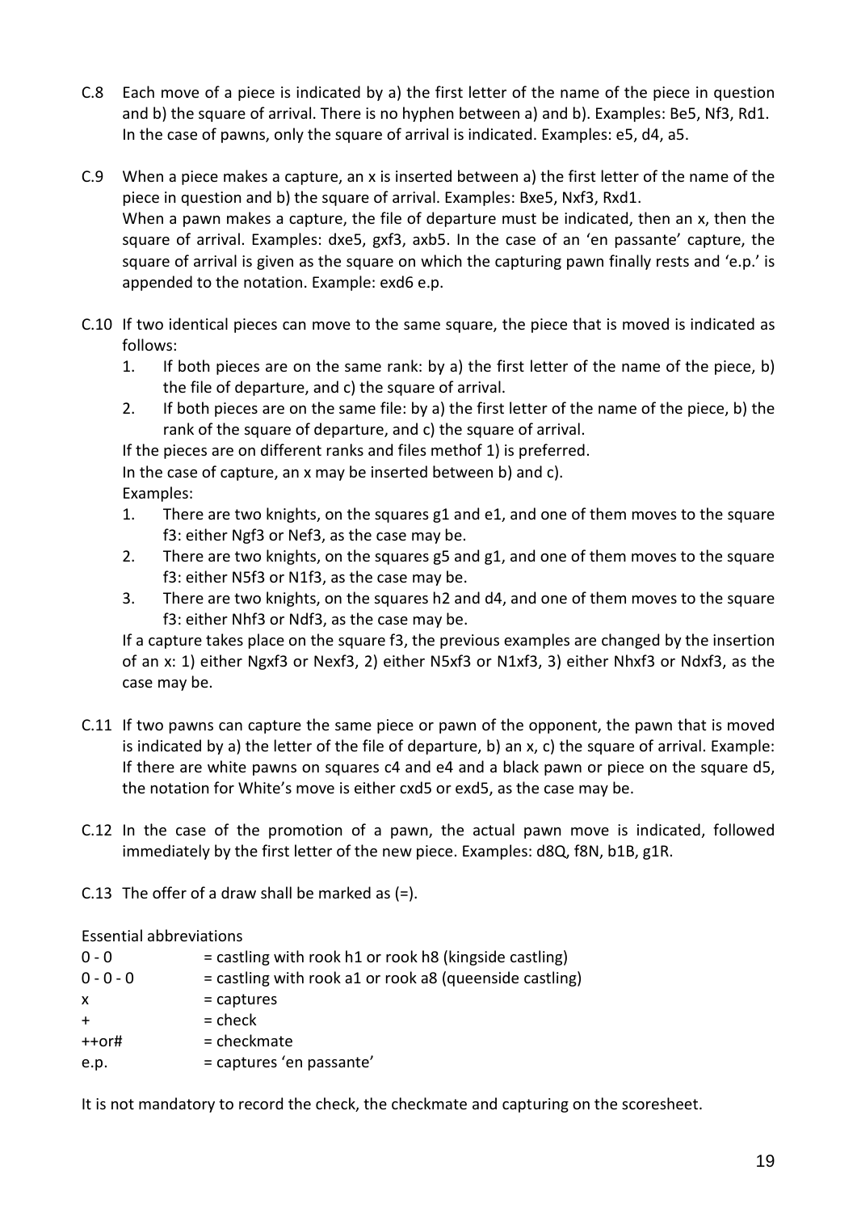C.8 Each move of a piece is indicated by a) the first letter of the name of the piece in question and b) the square of arrival. There is no hyphen between a) and b). Examples: Be5, Nf3, Rd1. In the case of pawns, only the square of arrival is indicated. Examples: e5, d4, a5.

C.9 When a piece makes a capture, an x is inserted between a) the first letter of the name of the piece in question and b) the square of arrival. Examples: Bxe5, Nxf3, Rxd1.
When a pawn makes a capture, the file of departure must be indicated, then an x, then the square of arrival. Examples: dxe5, gxf3, axb5. In the case of an 'en passante' capture, the square of arrival is given as the square on which the capturing pawn finally rests and 'e.p.' is appended to the notation. Example: exd6 e.p.

C.10 If two identical pieces can move to the same square, the piece that is moved is indicated as follows:

1. If both pieces are on the same rank: by a) the first letter of the name of the piece, b) the file of departure, and c) the square of arrival.
2. If both pieces are on the same file: by a) the first letter of the name of the piece, b) the rank of the square of departure, and c) the square of arrival.

If the pieces are on different ranks and files methof 1) is preferred.
In the case of capture, an x may be inserted between b) and c).
Examples:

1. There are two knights, on the squares g1 and e1, and one of them moves to the square f3: either Ngf3 or Nef3, as the case may be.
2. There are two knights, on the squares g5 and g1, and one of them moves to the square f3: either N5f3 or N1f3, as the case may be.
3. There are two knights, on the squares h2 and d4, and one of them moves to the square f3: either Nhf3 or Ndf3, as the case may be.

If a capture takes place on the square f3, the previous examples are changed by the insertion of an x: 1) either Ngxf3 or Nexf3, 2) either N5xf3 or N1xf3, 3) either Nhxf3 or Ndxf3, as the case may be.

C.11 If two pawns can capture the same piece or pawn of the opponent, the pawn that is moved is indicated by a) the letter of the file of departure, b) an x, c) the square of arrival. Example: If there are white pawns on squares c4 and e4 and a black pawn or piece on the square d5, the notation for White's move is either cxd5 or exd5, as the case may be.

C.12 In the case of the promotion of a pawn, the actual pawn move is indicated, followed immediately by the first letter of the new piece. Examples: d8Q, f8N, b1B, g1R.

C.13 The offer of a draw shall be marked as (=).

Essential abbreviations

| | |
|---|---|
| 0 - 0 | = castling with rook h1 or rook h8 (kingside castling) |
| 0 - 0 - 0 | = castling with rook a1 or rook a8 (queenside castling) |
| x | = captures |
| + | = check |
| ++or# | = checkmate |
| e.p. | = captures 'en passante' |

It is not mandatory to record the check, the checkmate and capturing on the scoresheet.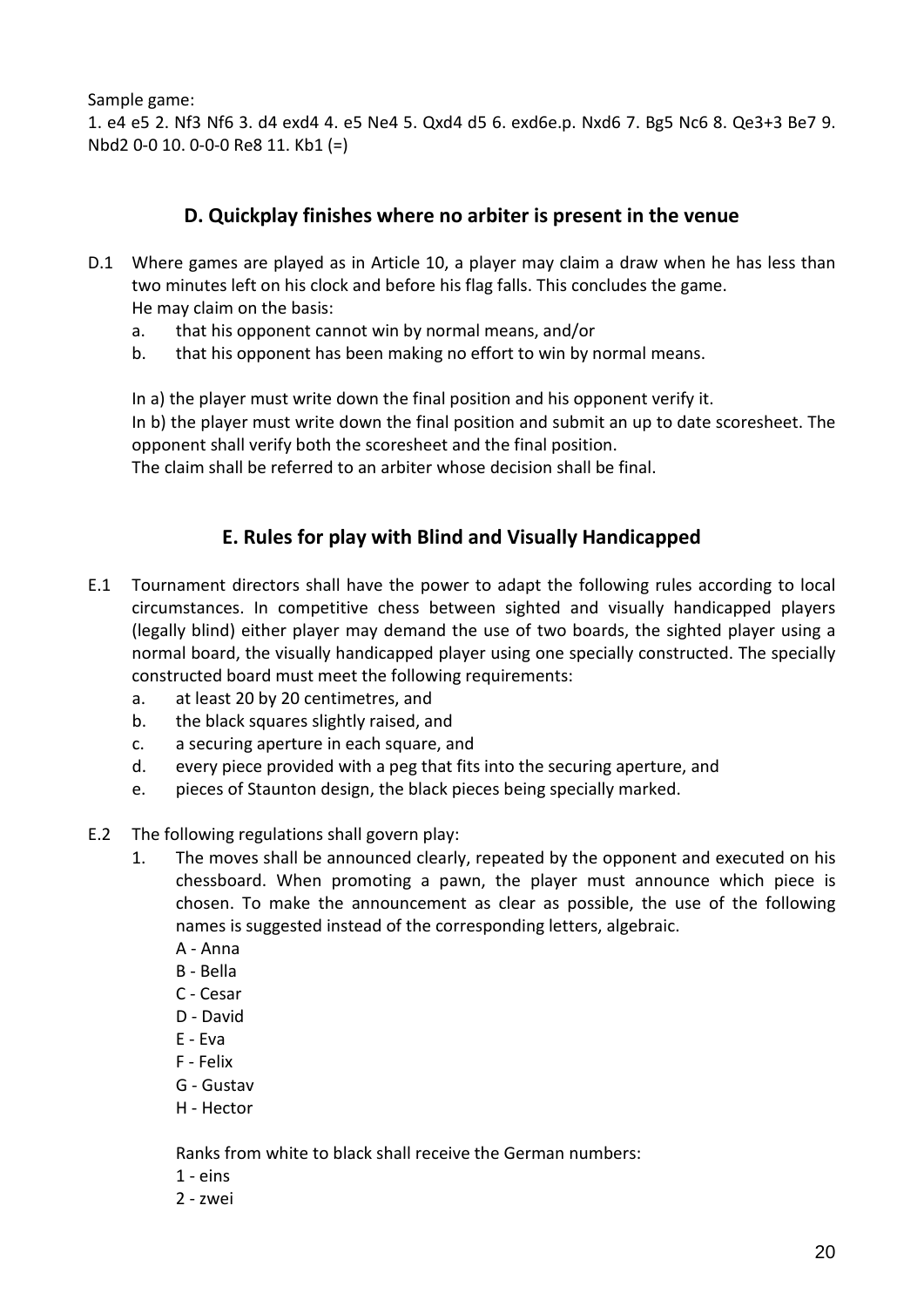Sample game:

1. e4 e5 2. Nf3 Nf6 3. d4 exd4 4. e5 Ne4 5. Qxd4 d5 6. exd6e.p. Nxd6 7. Bg5 Nc6 8. Qe3+3 Be7 9. Nbd2 0-0 10. 0-0-0 Re8 11. Kb1 (=)

## D. Quickplay finishes where no arbiter is present in the venue

D.1 Where games are played as in Article 10, a player may claim a draw when he has less than two minutes left on his clock and before his flag falls. This concludes the game.
He may claim on the basis:

a. that his opponent cannot win by normal means, and/or
b. that his opponent has been making no effort to win by normal means.

In a) the player must write down the final position and his opponent verify it.
In b) the player must write down the final position and submit an up to date scoresheet. The opponent shall verify both the scoresheet and the final position.
The claim shall be referred to an arbiter whose decision shall be final.

## E. Rules for play with Blind and Visually Handicapped

E.1 Tournament directors shall have the power to adapt the following rules according to local circumstances. In competitive chess between sighted and visually handicapped players (legally blind) either player may demand the use of two boards, the sighted player using a normal board, the visually handicapped player using one specially constructed. The specially constructed board must meet the following requirements:

a. at least 20 by 20 centimetres, and
b. the black squares slightly raised, and
c. a securing aperture in each square, and
d. every piece provided with a peg that fits into the securing aperture, and
e. pieces of Staunton design, the black pieces being specially marked.

E.2 The following regulations shall govern play:

1. The moves shall be announced clearly, repeated by the opponent and executed on his chessboard. When promoting a pawn, the player must announce which piece is chosen. To make the announcement as clear as possible, the use of the following names is suggested instead of the corresponding letters, algebraic.

   A - Anna
   B - Bella
   C - Cesar
   D - David
   E - Eva
   F - Felix
   G - Gustav
   H - Hector

   Ranks from white to black shall receive the German numbers:
   1 - eins
   2 - zwei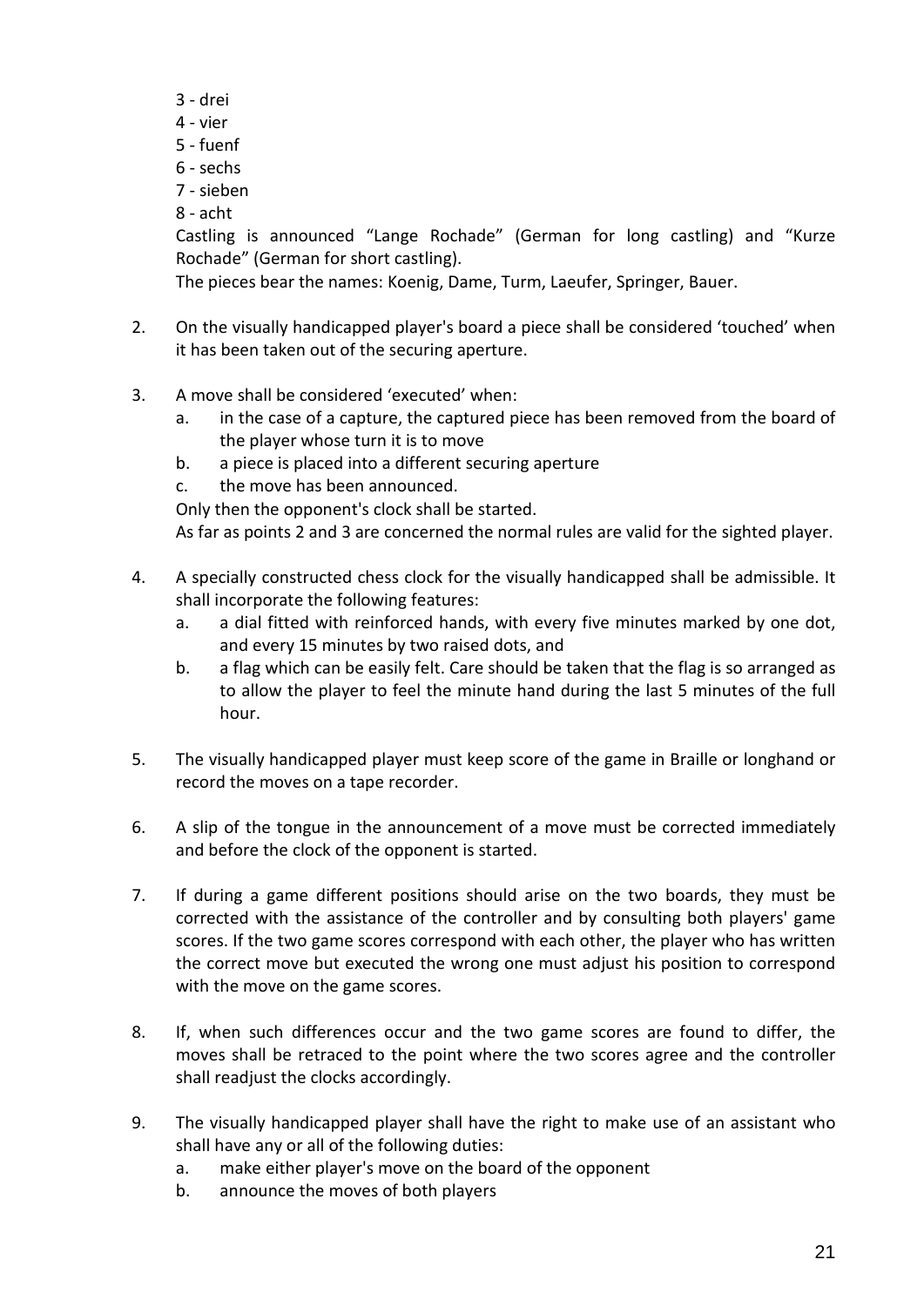3 - drei
4 - vier
5 - fuenf
6 - sechs
7 - sieben
8 - acht

Castling is announced "Lange Rochade" (German for long castling) and "Kurze Rochade" (German for short castling).

The pieces bear the names: Koenig, Dame, Turm, Laeufer, Springer, Bauer.

2. On the visually handicapped player's board a piece shall be considered 'touched' when it has been taken out of the securing aperture.

3. A move shall be considered 'executed' when:
   a. in the case of a capture, the captured piece has been removed from the board of the player whose turn it is to move
   b. a piece is placed into a different securing aperture
   c. the move has been announced.

   Only then the opponent's clock shall be started.

   As far as points 2 and 3 are concerned the normal rules are valid for the sighted player.

4. A specially constructed chess clock for the visually handicapped shall be admissible. It shall incorporate the following features:
   a. a dial fitted with reinforced hands, with every five minutes marked by one dot, and every 15 minutes by two raised dots, and
   b. a flag which can be easily felt. Care should be taken that the flag is so arranged as to allow the player to feel the minute hand during the last 5 minutes of the full hour.

5. The visually handicapped player must keep score of the game in Braille or longhand or record the moves on a tape recorder.

6. A slip of the tongue in the announcement of a move must be corrected immediately and before the clock of the opponent is started.

7. If during a game different positions should arise on the two boards, they must be corrected with the assistance of the controller and by consulting both players' game scores. If the two game scores correspond with each other, the player who has written the correct move but executed the wrong one must adjust his position to correspond with the move on the game scores.

8. If, when such differences occur and the two game scores are found to differ, the moves shall be retraced to the point where the two scores agree and the controller shall readjust the clocks accordingly.

9. The visually handicapped player shall have the right to make use of an assistant who shall have any or all of the following duties:
   a. make either player's move on the board of the opponent
   b. announce the moves of both players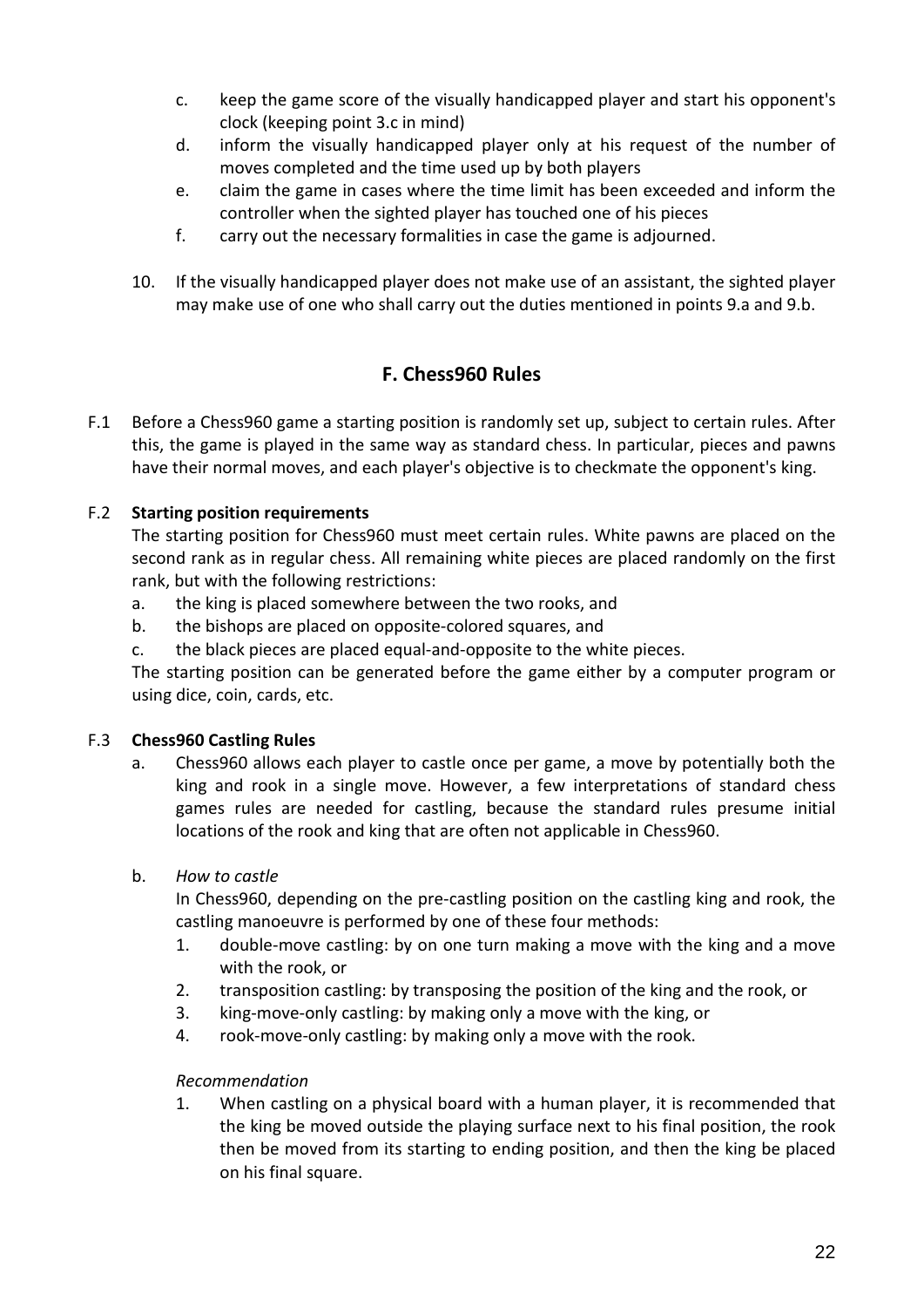c. keep the game score of the visually handicapped player and start his opponent's clock (keeping point 3.c in mind)

d. inform the visually handicapped player only at his request of the number of moves completed and the time used up by both players

e. claim the game in cases where the time limit has been exceeded and inform the controller when the sighted player has touched one of his pieces

f. carry out the necessary formalities in case the game is adjourned.

10. If the visually handicapped player does not make use of an assistant, the sighted player may make use of one who shall carry out the duties mentioned in points 9.a and 9.b.

## F. Chess960 Rules

F.1 Before a Chess960 game a starting position is randomly set up, subject to certain rules. After this, the game is played in the same way as standard chess. In particular, pieces and pawns have their normal moves, and each player's objective is to checkmate the opponent's king.

F.2 **Starting position requirements**

The starting position for Chess960 must meet certain rules. White pawns are placed on the second rank as in regular chess. All remaining white pieces are placed randomly on the first rank, but with the following restrictions:

a. the king is placed somewhere between the two rooks, and

b. the bishops are placed on opposite-colored squares, and

c. the black pieces are placed equal-and-opposite to the white pieces.

The starting position can be generated before the game either by a computer program or using dice, coin, cards, etc.

F.3 **Chess960 Castling Rules**

a. Chess960 allows each player to castle once per game, a move by potentially both the king and rook in a single move. However, a few interpretations of standard chess games rules are needed for castling, because the standard rules presume initial locations of the rook and king that are often not applicable in Chess960.

b. *How to castle*

In Chess960, depending on the pre-castling position on the castling king and rook, the castling manoeuvre is performed by one of these four methods:

1. double-move castling: by on one turn making a move with the king and a move with the rook, or
2. transposition castling: by transposing the position of the king and the rook, or
3. king-move-only castling: by making only a move with the king, or
4. rook-move-only castling: by making only a move with the rook.

*Recommendation*

1. When castling on a physical board with a human player, it is recommended that the king be moved outside the playing surface next to his final position, the rook then be moved from its starting to ending position, and then the king be placed on his final square.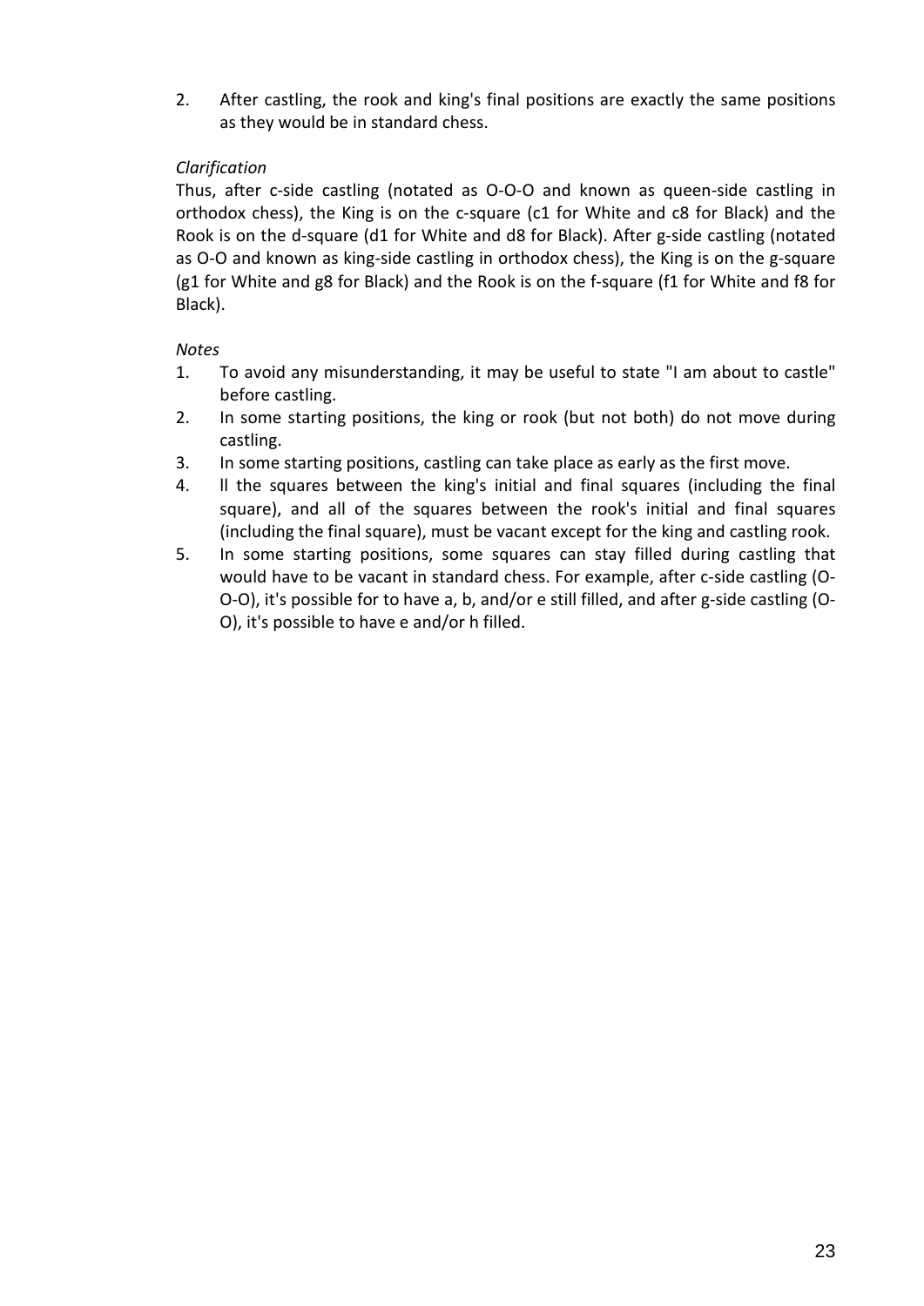2. After castling, the rook and king's final positions are exactly the same positions as they would be in standard chess.

*Clarification*

Thus, after c-side castling (notated as O-O-O and known as queen-side castling in orthodox chess), the King is on the c-square (c1 for White and c8 for Black) and the Rook is on the d-square (d1 for White and d8 for Black). After g-side castling (notated as O-O and known as king-side castling in orthodox chess), the King is on the g-square (g1 for White and g8 for Black) and the Rook is on the f-square (f1 for White and f8 for Black).

*Notes*

1. To avoid any misunderstanding, it may be useful to state "I am about to castle" before castling.
2. In some starting positions, the king or rook (but not both) do not move during castling.
3. In some starting positions, castling can take place as early as the first move.
4. ll the squares between the king's initial and final squares (including the final square), and all of the squares between the rook's initial and final squares (including the final square), must be vacant except for the king and castling rook.
5. In some starting positions, some squares can stay filled during castling that would have to be vacant in standard chess. For example, after c-side castling (O-O-O), it's possible for to have a, b, and/or e still filled, and after g-side castling (O-O), it's possible to have e and/or h filled.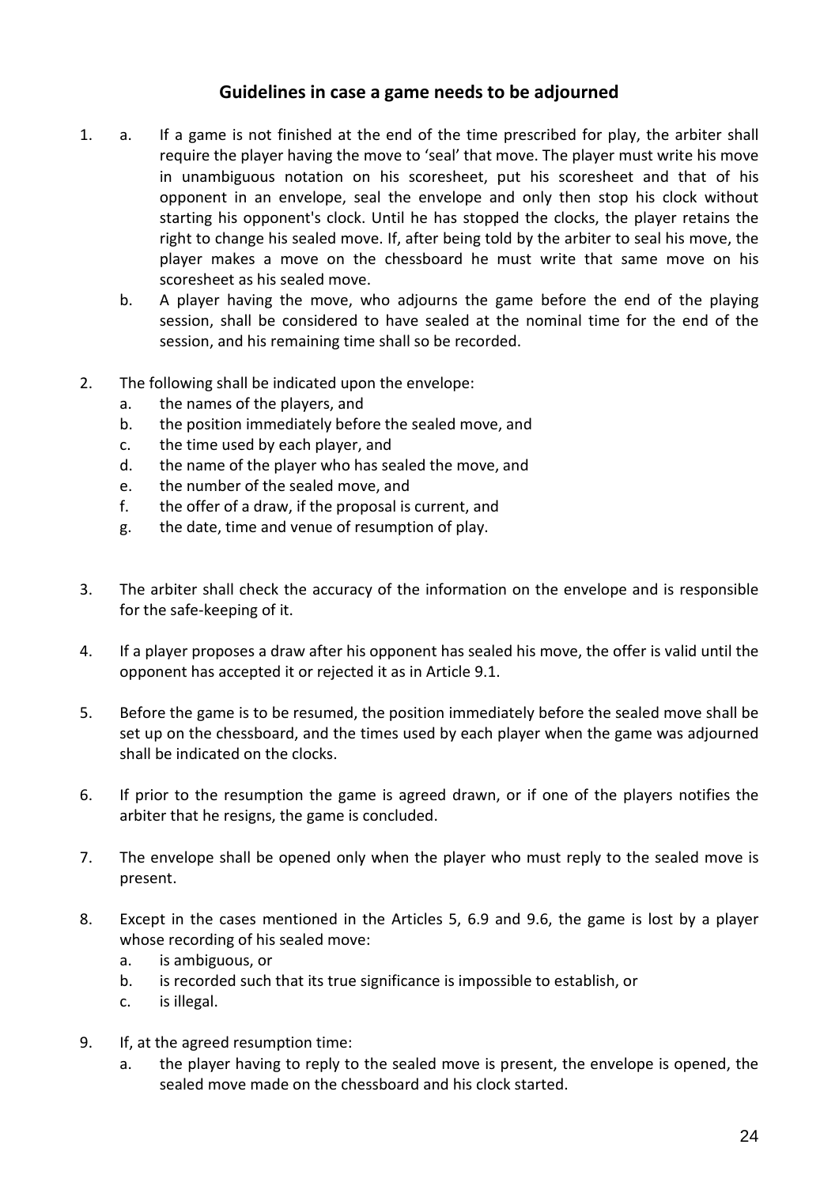## Guidelines in case a game needs to be adjourned

1. a. If a game is not finished at the end of the time prescribed for play, the arbiter shall require the player having the move to 'seal' that move. The player must write his move in unambiguous notation on his scoresheet, put his scoresheet and that of his opponent in an envelope, seal the envelope and only then stop his clock without starting his opponent's clock. Until he has stopped the clocks, the player retains the right to change his sealed move. If, after being told by the arbiter to seal his move, the player makes a move on the chessboard he must write that same move on his scoresheet as his sealed move.

   b. A player having the move, who adjourns the game before the end of the playing session, shall be considered to have sealed at the nominal time for the end of the session, and his remaining time shall so be recorded.

2. The following shall be indicated upon the envelope:
   a. the names of the players, and
   b. the position immediately before the sealed move, and
   c. the time used by each player, and
   d. the name of the player who has sealed the move, and
   e. the number of the sealed move, and
   f. the offer of a draw, if the proposal is current, and
   g. the date, time and venue of resumption of play.

3. The arbiter shall check the accuracy of the information on the envelope and is responsible for the safe-keeping of it.

4. If a player proposes a draw after his opponent has sealed his move, the offer is valid until the opponent has accepted it or rejected it as in Article 9.1.

5. Before the game is to be resumed, the position immediately before the sealed move shall be set up on the chessboard, and the times used by each player when the game was adjourned shall be indicated on the clocks.

6. If prior to the resumption the game is agreed drawn, or if one of the players notifies the arbiter that he resigns, the game is concluded.

7. The envelope shall be opened only when the player who must reply to the sealed move is present.

8. Except in the cases mentioned in the Articles 5, 6.9 and 9.6, the game is lost by a player whose recording of his sealed move:
   a. is ambiguous, or
   b. is recorded such that its true significance is impossible to establish, or
   c. is illegal.

9. If, at the agreed resumption time:
   a. the player having to reply to the sealed move is present, the envelope is opened, the sealed move made on the chessboard and his clock started.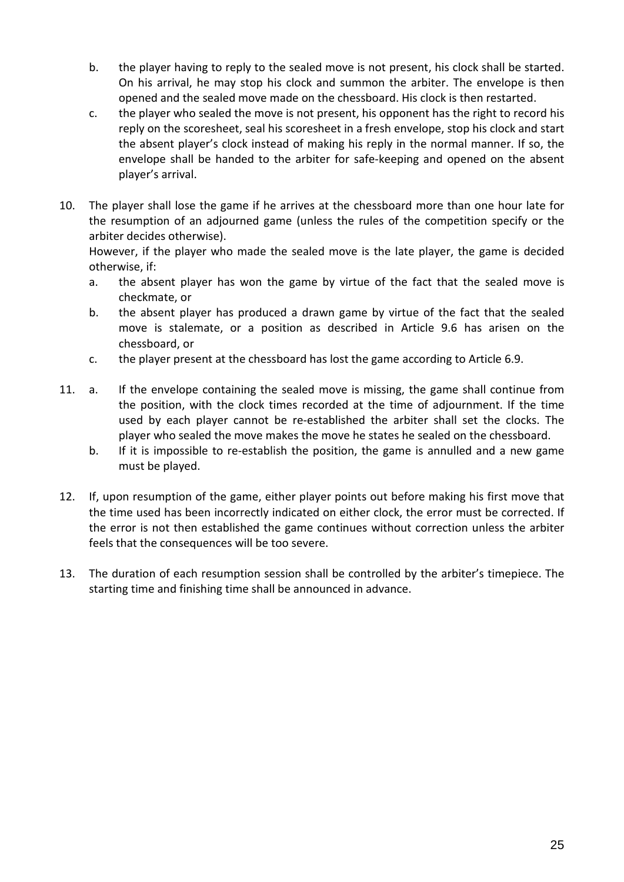b. the player having to reply to the sealed move is not present, his clock shall be started. On his arrival, he may stop his clock and summon the arbiter. The envelope is then opened and the sealed move made on the chessboard. His clock is then restarted.

c. the player who sealed the move is not present, his opponent has the right to record his reply on the scoresheet, seal his scoresheet in a fresh envelope, stop his clock and start the absent player's clock instead of making his reply in the normal manner. If so, the envelope shall be handed to the arbiter for safe-keeping and opened on the absent player's arrival.

10. The player shall lose the game if he arrives at the chessboard more than one hour late for the resumption of an adjourned game (unless the rules of the competition specify or the arbiter decides otherwise).

    However, if the player who made the sealed move is the late player, the game is decided otherwise, if:

    a. the absent player has won the game by virtue of the fact that the sealed move is checkmate, or

    b. the absent player has produced a drawn game by virtue of the fact that the sealed move is stalemate, or a position as described in Article 9.6 has arisen on the chessboard, or

    c. the player present at the chessboard has lost the game according to Article 6.9.

11. a. If the envelope containing the sealed move is missing, the game shall continue from the position, with the clock times recorded at the time of adjournment. If the time used by each player cannot be re-established the arbiter shall set the clocks. The player who sealed the move makes the move he states he sealed on the chessboard.

    b. If it is impossible to re-establish the position, the game is annulled and a new game must be played.

12. If, upon resumption of the game, either player points out before making his first move that the time used has been incorrectly indicated on either clock, the error must be corrected. If the error is not then established the game continues without correction unless the arbiter feels that the consequences will be too severe.

13. The duration of each resumption session shall be controlled by the arbiter's timepiece. The starting time and finishing time shall be announced in advance.